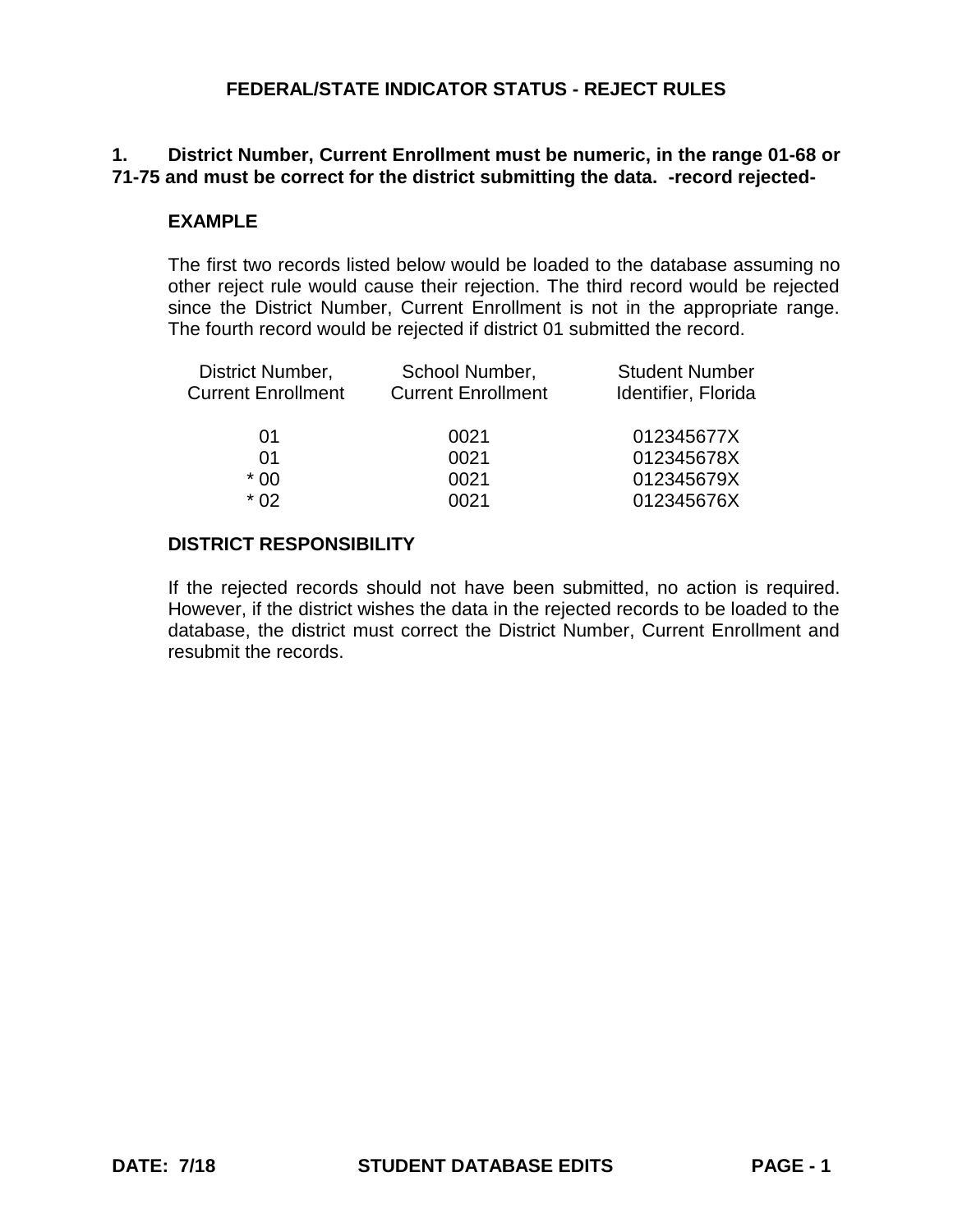# FEDERAL/STATE INDICATOR STATUS - REJECT RULES

**1. District Number, Current Enrollment must be numeric, in the range 01-68 or 71-75 and must be correct for the district submitting the data. -record rejected-**

### EXAMPLE

The first two records listed below would be loaded to the database assuming no other reject rule would cause their rejection. The third record would be rejected since the District Number, Current Enrollment is not in the appropriate range. The fourth record would be rejected if district 01 submitted the record.

| District Number, Current Enrollment | School Number, Current Enrollment | Student Number Identifier, Florida |
|---|---|---|
| 01 | 0021 | 012345677X |
| 01 | 0021 | 012345678X |
| * 00 | 0021 | 012345679X |
| * 02 | 0021 | 012345676X |

### DISTRICT RESPONSIBILITY

If the rejected records should not have been submitted, no action is required. However, if the district wishes the data in the rejected records to be loaded to the database, the district must correct the District Number, Current Enrollment and resubmit the records.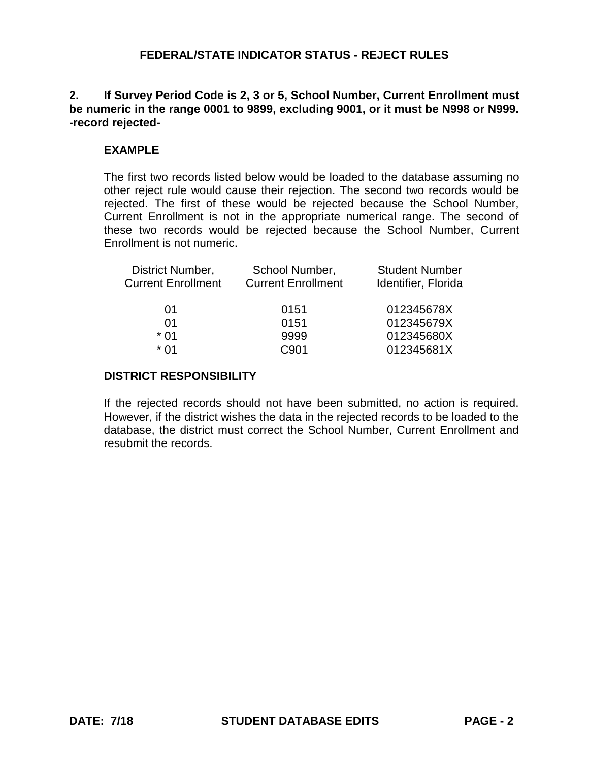## FEDERAL/STATE INDICATOR STATUS - REJECT RULES

**2. If Survey Period Code is 2, 3 or 5, School Number, Current Enrollment must be numeric in the range 0001 to 9899, excluding 9001, or it must be N998 or N999. -record rejected-**

### EXAMPLE

The first two records listed below would be loaded to the database assuming no other reject rule would cause their rejection. The second two records would be rejected. The first of these would be rejected because the School Number, Current Enrollment is not in the appropriate numerical range. The second of these two records would be rejected because the School Number, Current Enrollment is not numeric.

| District Number, Current Enrollment | School Number, Current Enrollment | Student Number Identifier, Florida |
|---|---|---|
| 01 | 0151 | 012345678X |
| 01 | 0151 | 012345679X |
| * 01 | 9999 | 012345680X |
| * 01 | C901 | 012345681X |

### DISTRICT RESPONSIBILITY

If the rejected records should not have been submitted, no action is required. However, if the district wishes the data in the rejected records to be loaded to the database, the district must correct the School Number, Current Enrollment and resubmit the records.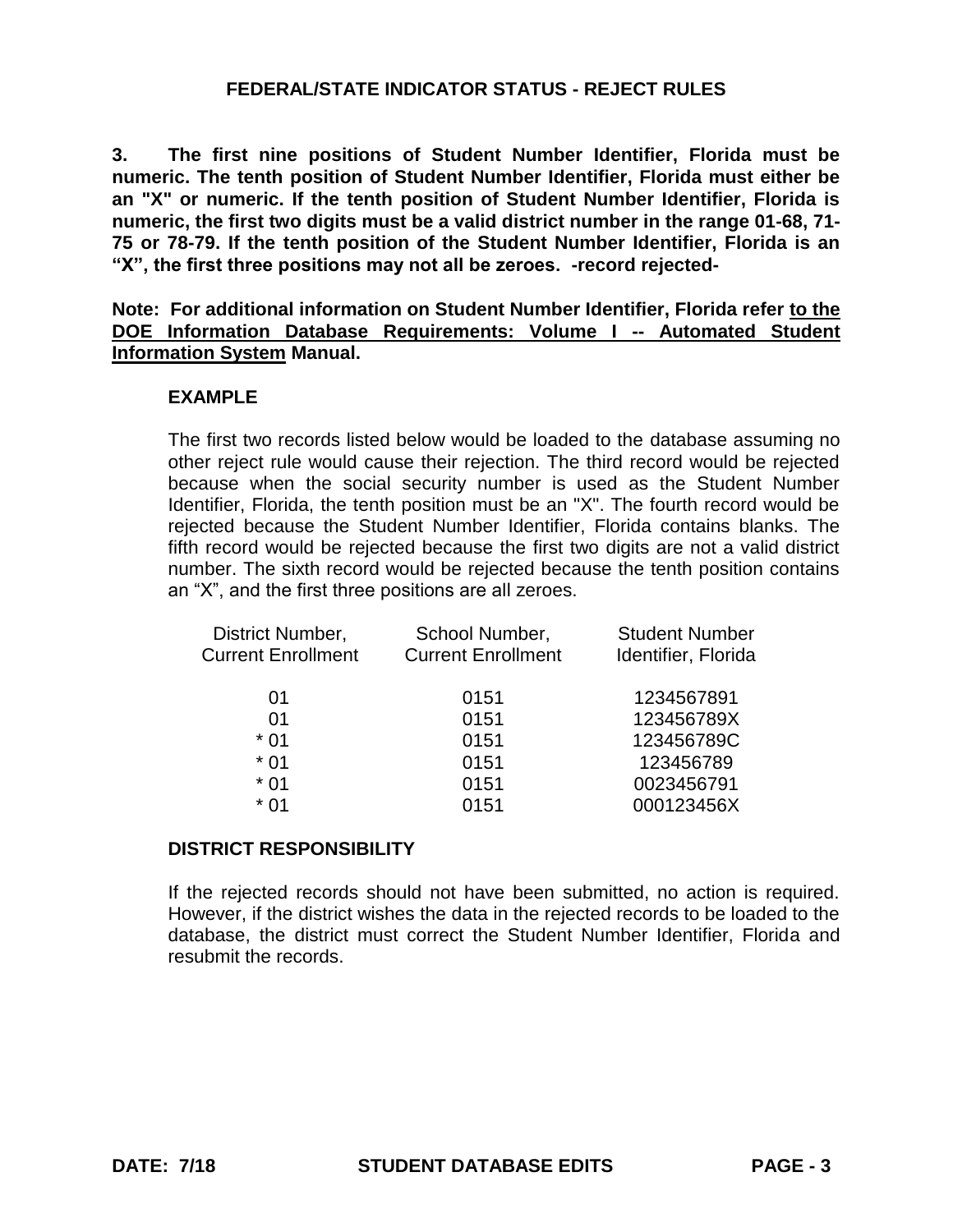## FEDERAL/STATE INDICATOR STATUS - REJECT RULES

**3. The first nine positions of Student Number Identifier, Florida must be numeric. The tenth position of Student Number Identifier, Florida must either be an "X" or numeric. If the tenth position of Student Number Identifier, Florida is numeric, the first two digits must be a valid district number in the range 01-68, 71-75 or 78-79. If the tenth position of the Student Number Identifier, Florida is an "X", the first three positions may not all be zeroes. -record rejected-**

**Note: For additional information on Student Number Identifier, Florida refer to the DOE Information Database Requirements: Volume I -- Automated Student Information System Manual.**

### EXAMPLE

The first two records listed below would be loaded to the database assuming no other reject rule would cause their rejection. The third record would be rejected because when the social security number is used as the Student Number Identifier, Florida, the tenth position must be an "X". The fourth record would be rejected because the Student Number Identifier, Florida contains blanks. The fifth record would be rejected because the first two digits are not a valid district number. The sixth record would be rejected because the tenth position contains an "X", and the first three positions are all zeroes.

| District Number, Current Enrollment | School Number, Current Enrollment | Student Number Identifier, Florida |
|---|---|---|
| 01 | 0151 | 1234567891 |
| 01 | 0151 | 123456789X |
| * 01 | 0151 | 123456789C |
| * 01 | 0151 | 123456789 |
| * 01 | 0151 | 0023456791 |
| * 01 | 0151 | 000123456X |

### DISTRICT RESPONSIBILITY

If the rejected records should not have been submitted, no action is required. However, if the district wishes the data in the rejected records to be loaded to the database, the district must correct the Student Number Identifier, Florida and resubmit the records.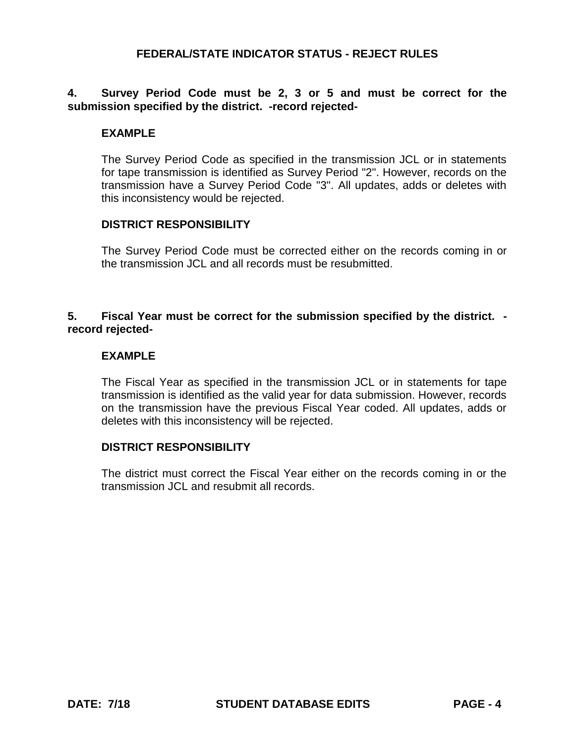# FEDERAL/STATE INDICATOR STATUS - REJECT RULES

**4. Survey Period Code must be 2, 3 or 5 and must be correct for the submission specified by the district. -record rejected-**

**EXAMPLE**

The Survey Period Code as specified in the transmission JCL or in statements for tape transmission is identified as Survey Period "2". However, records on the transmission have a Survey Period Code "3". All updates, adds or deletes with this inconsistency would be rejected.

**DISTRICT RESPONSIBILITY**

The Survey Period Code must be corrected either on the records coming in or the transmission JCL and all records must be resubmitted.

**5. Fiscal Year must be correct for the submission specified by the district. -record rejected-**

**EXAMPLE**

The Fiscal Year as specified in the transmission JCL or in statements for tape transmission is identified as the valid year for data submission. However, records on the transmission have the previous Fiscal Year coded. All updates, adds or deletes with this inconsistency will be rejected.

**DISTRICT RESPONSIBILITY**

The district must correct the Fiscal Year either on the records coming in or the transmission JCL and resubmit all records.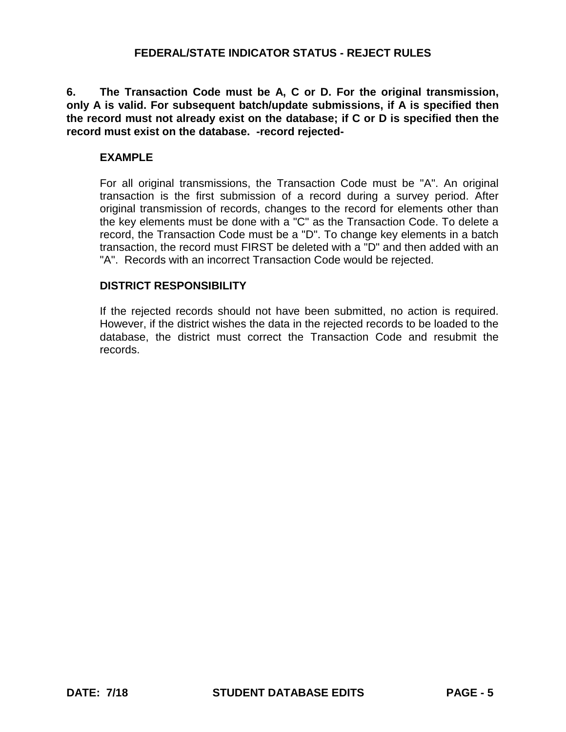## FEDERAL/STATE INDICATOR STATUS - REJECT RULES

**6. The Transaction Code must be A, C or D. For the original transmission, only A is valid. For subsequent batch/update submissions, if A is specified then the record must not already exist on the database; if C or D is specified then the record must exist on the database. -record rejected-**

### EXAMPLE

For all original transmissions, the Transaction Code must be "A". An original transaction is the first submission of a record during a survey period. After original transmission of records, changes to the record for elements other than the key elements must be done with a "C" as the Transaction Code. To delete a record, the Transaction Code must be a "D". To change key elements in a batch transaction, the record must FIRST be deleted with a "D" and then added with an "A". Records with an incorrect Transaction Code would be rejected.

### DISTRICT RESPONSIBILITY

If the rejected records should not have been submitted, no action is required. However, if the district wishes the data in the rejected records to be loaded to the database, the district must correct the Transaction Code and resubmit the records.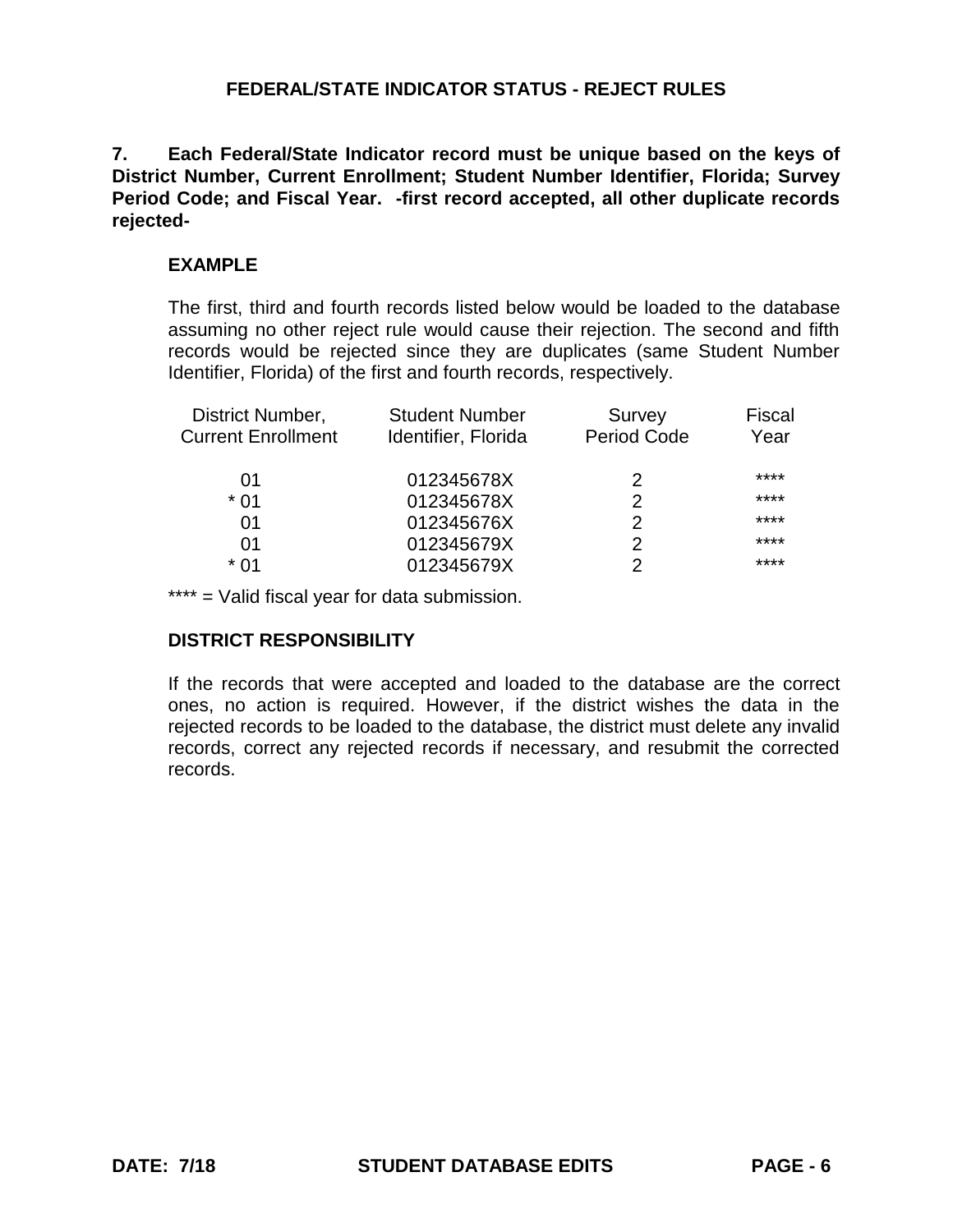## FEDERAL/STATE INDICATOR STATUS - REJECT RULES

**7. Each Federal/State Indicator record must be unique based on the keys of District Number, Current Enrollment; Student Number Identifier, Florida; Survey Period Code; and Fiscal Year. -first record accepted, all other duplicate records rejected-**

**EXAMPLE**

The first, third and fourth records listed below would be loaded to the database assuming no other reject rule would cause their rejection. The second and fifth records would be rejected since they are duplicates (same Student Number Identifier, Florida) of the first and fourth records, respectively.

| District Number, Current Enrollment | Student Number Identifier, Florida | Survey Period Code | Fiscal Year |
|---|---|---|---|
| 01 | 012345678X | 2 | **** |
| * 01 | 012345678X | 2 | **** |
| 01 | 012345676X | 2 | **** |
| 01 | 012345679X | 2 | **** |
| * 01 | 012345679X | 2 | **** |

**** = Valid fiscal year for data submission.

**DISTRICT RESPONSIBILITY**

If the records that were accepted and loaded to the database are the correct ones, no action is required. However, if the district wishes the data in the rejected records to be loaded to the database, the district must delete any invalid records, correct any rejected records if necessary, and resubmit the corrected records.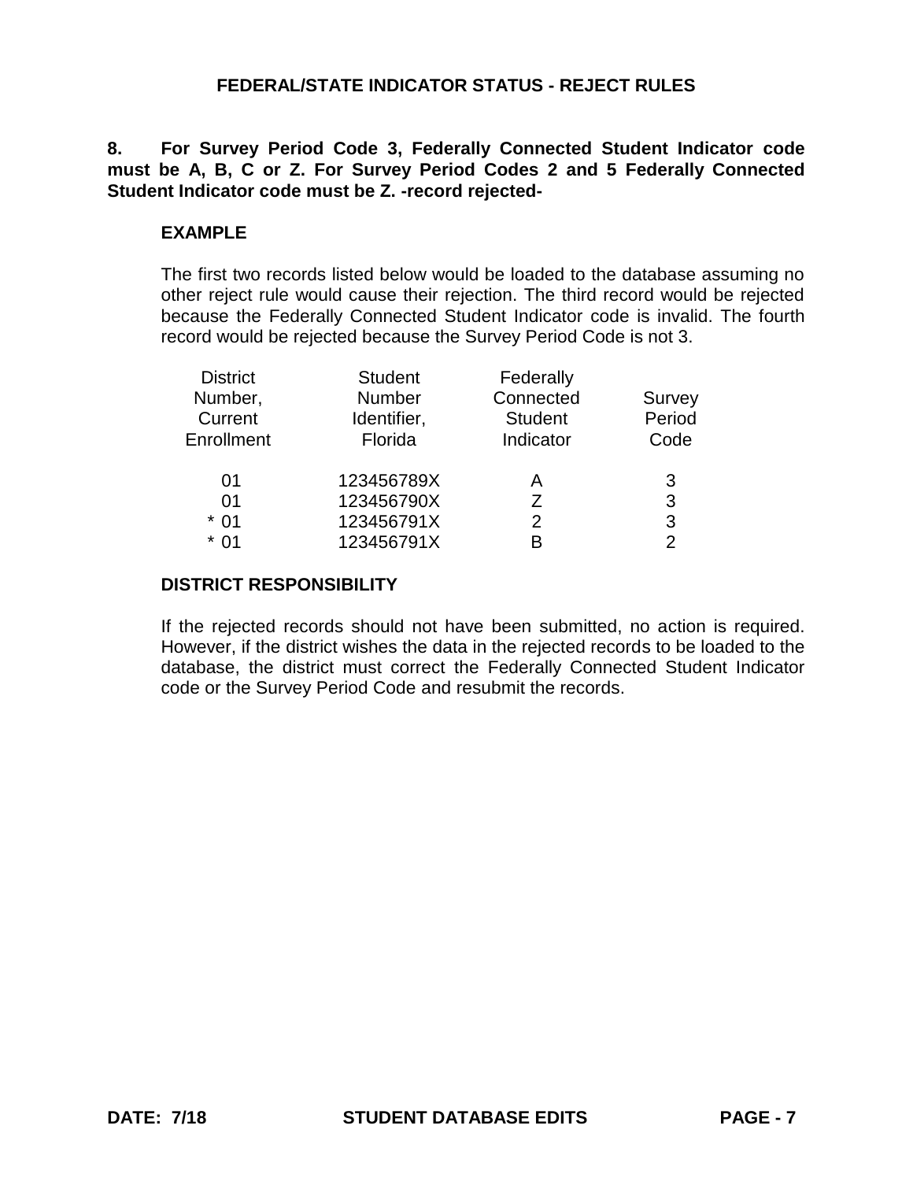## FEDERAL/STATE INDICATOR STATUS - REJECT RULES

**8. For Survey Period Code 3, Federally Connected Student Indicator code must be A, B, C or Z. For Survey Period Codes 2 and 5 Federally Connected Student Indicator code must be Z. -record rejected-**

### EXAMPLE

The first two records listed below would be loaded to the database assuming no other reject rule would cause their rejection. The third record would be rejected because the Federally Connected Student Indicator code is invalid. The fourth record would be rejected because the Survey Period Code is not 3.

| District Number, Current Enrollment | Student Number Identifier, Florida | Federally Connected Student Indicator | Survey Period Code |
|---|---|---|---|
| 01 | 123456789X | A | 3 |
| 01 | 123456790X | Z | 3 |
| * 01 | 123456791X | 2 | 3 |
| * 01 | 123456791X | B | 2 |

### DISTRICT RESPONSIBILITY

If the rejected records should not have been submitted, no action is required. However, if the district wishes the data in the rejected records to be loaded to the database, the district must correct the Federally Connected Student Indicator code or the Survey Period Code and resubmit the records.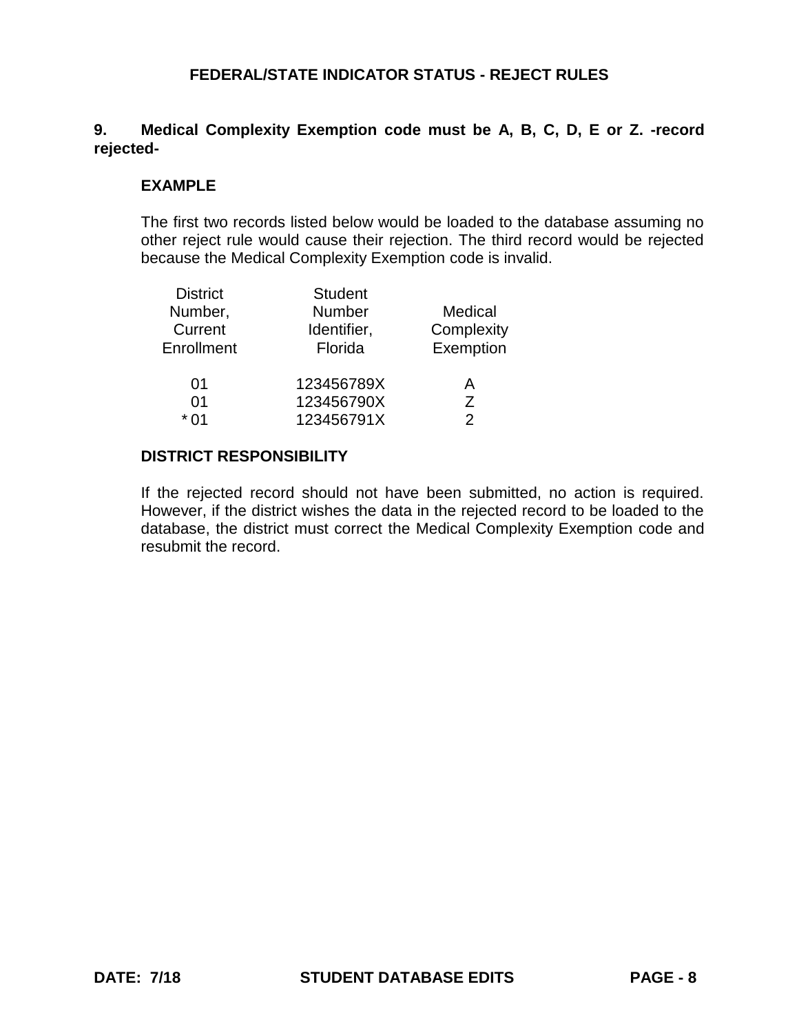## FEDERAL/STATE INDICATOR STATUS - REJECT RULES

**9. Medical Complexity Exemption code must be A, B, C, D, E or Z. -record rejected-**

**EXAMPLE**

The first two records listed below would be loaded to the database assuming no other reject rule would cause their rejection. The third record would be rejected because the Medical Complexity Exemption code is invalid.

| District Number, Current Enrollment | Student Number Identifier, Florida | Medical Complexity Exemption |
|---|---|---|
| 01 | 123456789X | A |
| 01 | 123456790X | Z |
| * 01 | 123456791X | 2 |

**DISTRICT RESPONSIBILITY**

If the rejected record should not have been submitted, no action is required. However, if the district wishes the data in the rejected record to be loaded to the database, the district must correct the Medical Complexity Exemption code and resubmit the record.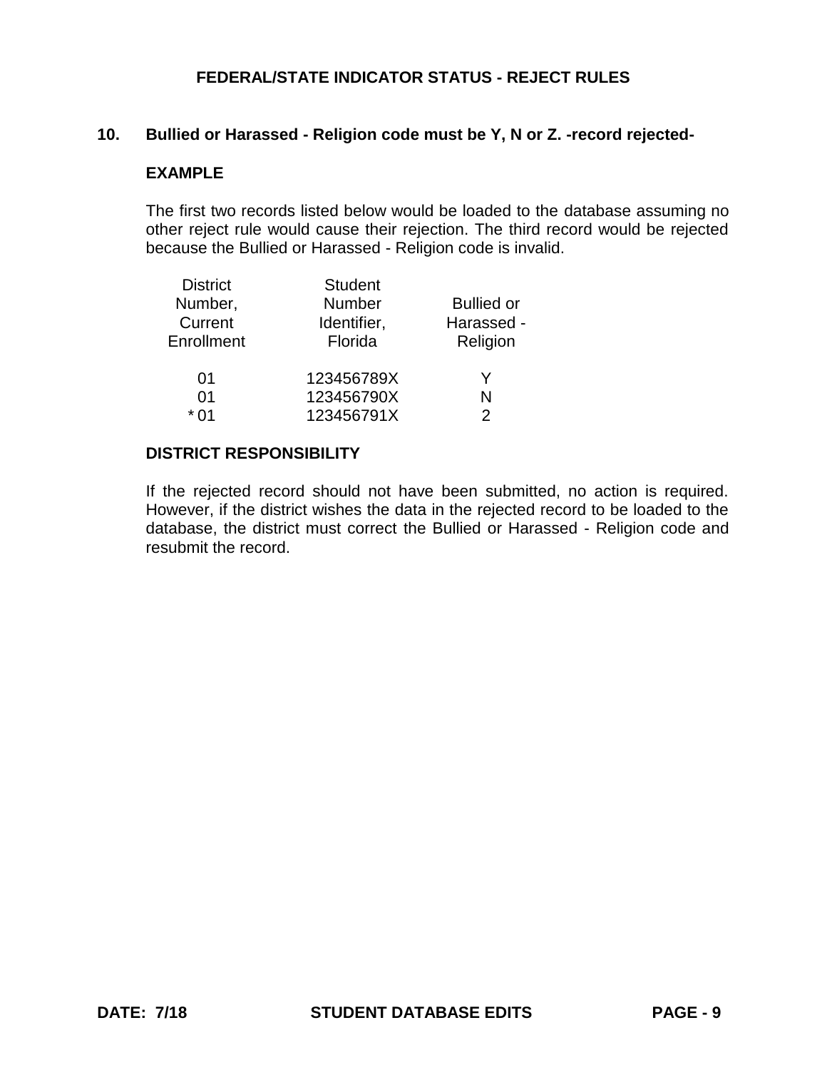## FEDERAL/STATE INDICATOR STATUS - REJECT RULES

**10. Bullied or Harassed - Religion code must be Y, N or Z. -record rejected-**

**EXAMPLE**

The first two records listed below would be loaded to the database assuming no other reject rule would cause their rejection. The third record would be rejected because the Bullied or Harassed - Religion code is invalid.

| District Number, Current Enrollment | Student Number Identifier, Florida | Bullied or Harassed - Religion |
|---|---|---|
| 01 | 123456789X | Y |
| 01 | 123456790X | N |
| * 01 | 123456791X | 2 |

**DISTRICT RESPONSIBILITY**

If the rejected record should not have been submitted, no action is required. However, if the district wishes the data in the rejected record to be loaded to the database, the district must correct the Bullied or Harassed - Religion code and resubmit the record.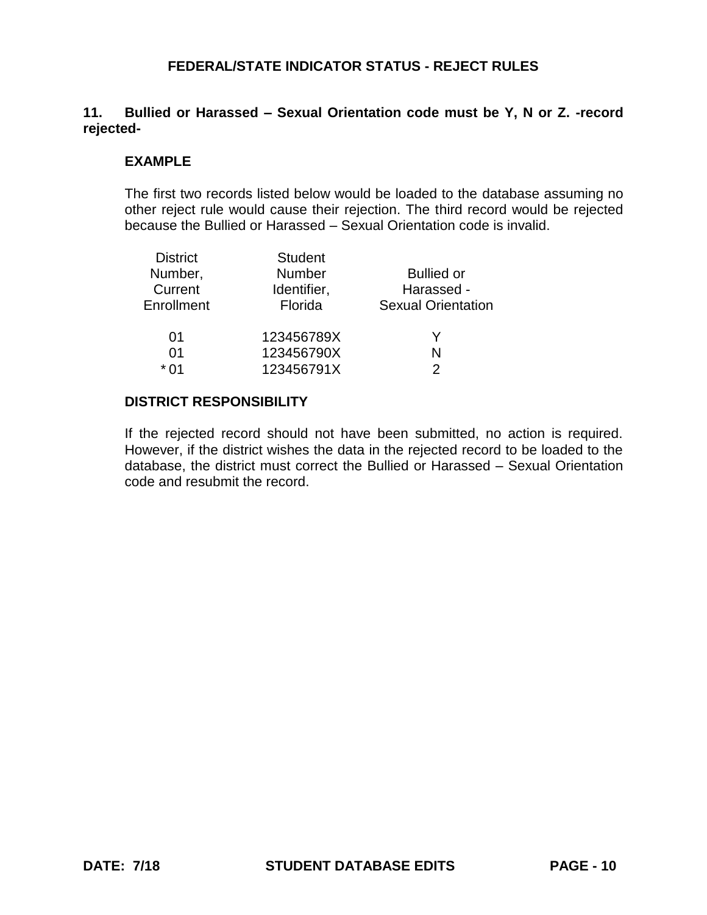## FEDERAL/STATE INDICATOR STATUS - REJECT RULES

**11. Bullied or Harassed – Sexual Orientation code must be Y, N or Z. -record rejected-**

**EXAMPLE**

The first two records listed below would be loaded to the database assuming no other reject rule would cause their rejection. The third record would be rejected because the Bullied or Harassed – Sexual Orientation code is invalid.

| District Number, Current Enrollment | Student Number Identifier, Florida | Bullied or Harassed - Sexual Orientation |
|---|---|---|
| 01 | 123456789X | Y |
| 01 | 123456790X | N |
| * 01 | 123456791X | 2 |

**DISTRICT RESPONSIBILITY**

If the rejected record should not have been submitted, no action is required. However, if the district wishes the data in the rejected record to be loaded to the database, the district must correct the Bullied or Harassed – Sexual Orientation code and resubmit the record.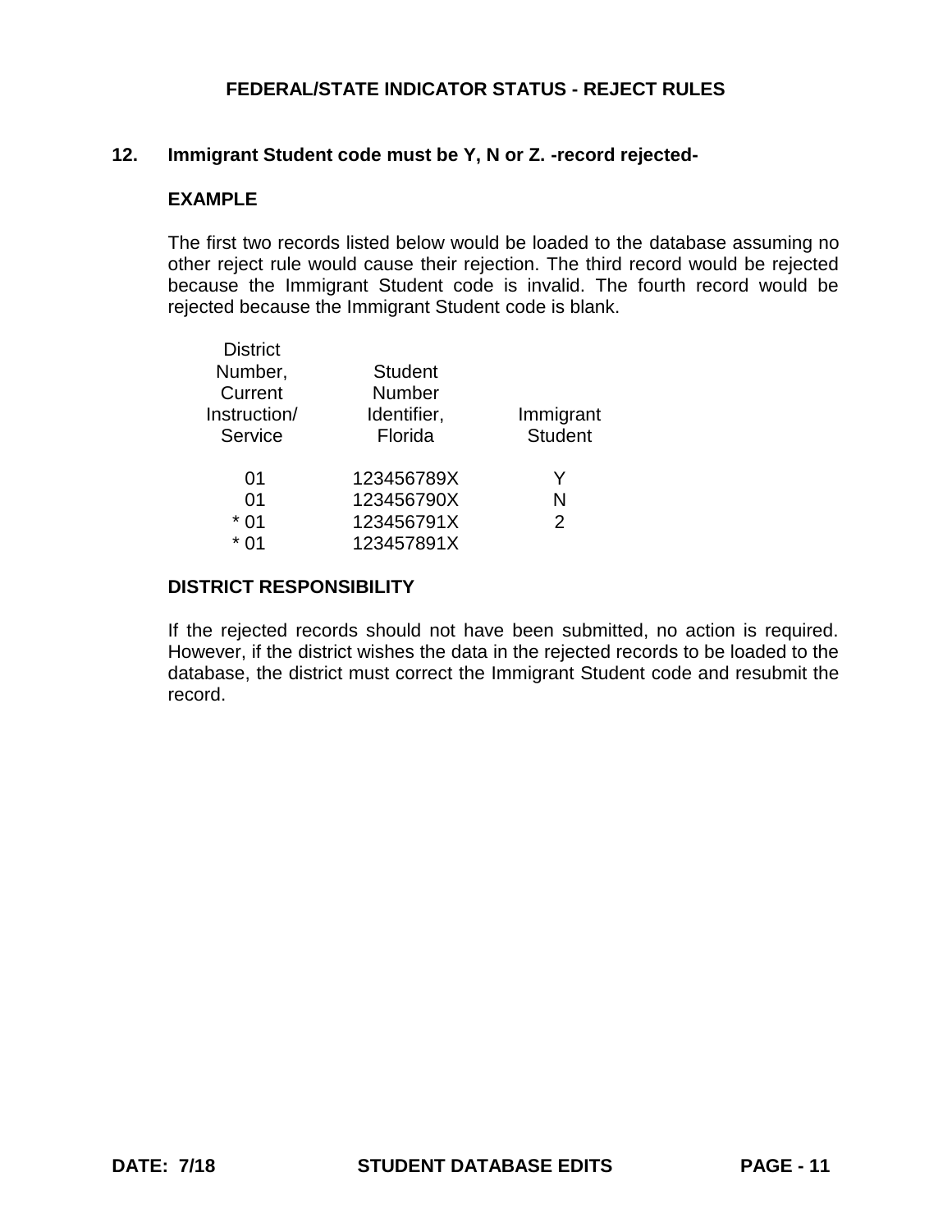## FEDERAL/STATE INDICATOR STATUS - REJECT RULES

**12. Immigrant Student code must be Y, N or Z. -record rejected-**

**EXAMPLE**

The first two records listed below would be loaded to the database assuming no other reject rule would cause their rejection. The third record would be rejected because the Immigrant Student code is invalid. The fourth record would be rejected because the Immigrant Student code is blank.

| District Number, Current Instruction/ Service | Student Number Identifier, Florida | Immigrant Student |
|---|---|---|
| 01 | 123456789X | Y |
| 01 | 123456790X | N |
| * 01 | 123456791X | 2 |
| * 01 | 123457891X | |

**DISTRICT RESPONSIBILITY**

If the rejected records should not have been submitted, no action is required. However, if the district wishes the data in the rejected records to be loaded to the database, the district must correct the Immigrant Student code and resubmit the record.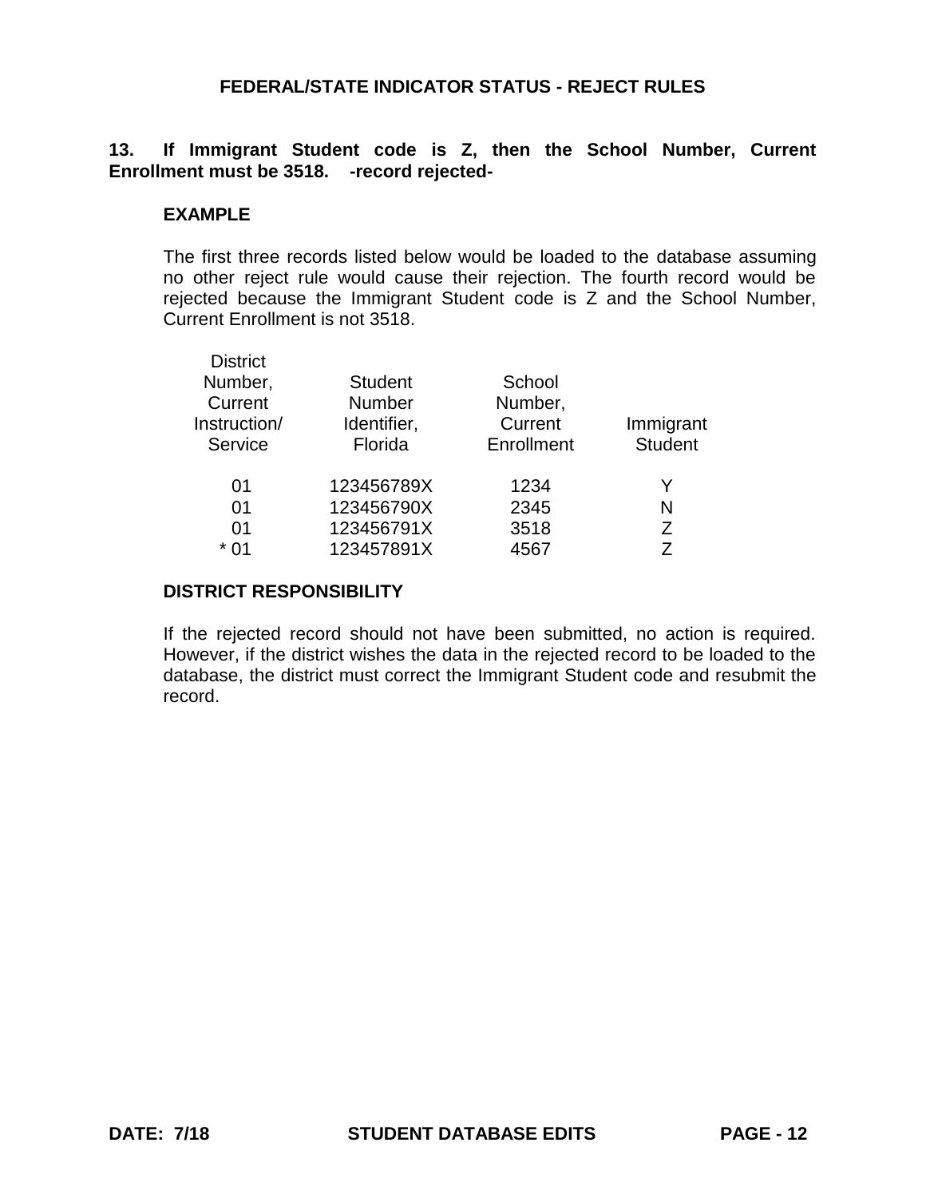## FEDERAL/STATE INDICATOR STATUS - REJECT RULES

**13. If Immigrant Student code is Z, then the School Number, Current Enrollment must be 3518. -record rejected-**

**EXAMPLE**

The first three records listed below would be loaded to the database assuming no other reject rule would cause their rejection. The fourth record would be rejected because the Immigrant Student code is Z and the School Number, Current Enrollment is not 3518.

| District Number, Current Instruction/ Service | Student Number Identifier, Florida | School Number, Current Enrollment | Immigrant Student |
|---|---|---|---|
| 01 | 123456789X | 1234 | Y |
| 01 | 123456790X | 2345 | N |
| 01 | 123456791X | 3518 | Z |
| * 01 | 123457891X | 4567 | Z |

**DISTRICT RESPONSIBILITY**

If the rejected record should not have been submitted, no action is required. However, if the district wishes the data in the rejected record to be loaded to the database, the district must correct the Immigrant Student code and resubmit the record.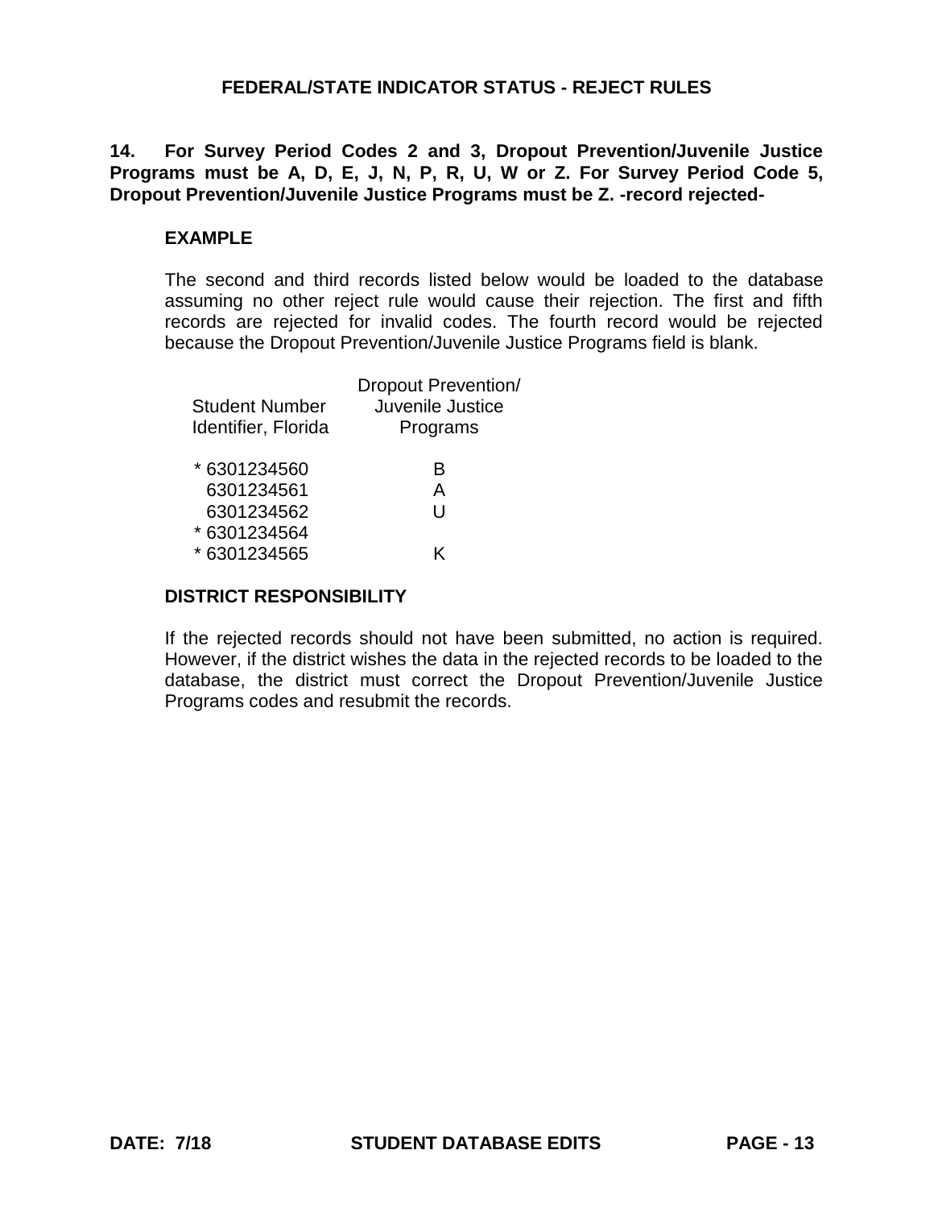## FEDERAL/STATE INDICATOR STATUS - REJECT RULES

**14. For Survey Period Codes 2 and 3, Dropout Prevention/Juvenile Justice Programs must be A, D, E, J, N, P, R, U, W or Z. For Survey Period Code 5, Dropout Prevention/Juvenile Justice Programs must be Z. -record rejected-**

### EXAMPLE

The second and third records listed below would be loaded to the database assuming no other reject rule would cause their rejection. The first and fifth records are rejected for invalid codes. The fourth record would be rejected because the Dropout Prevention/Juvenile Justice Programs field is blank.

| Student Number Identifier, Florida | Dropout Prevention/ Juvenile Justice Programs |
|---|---|
| * 6301234560 | B |
| 6301234561 | A |
| 6301234562 | U |
| * 6301234564 | |
| * 6301234565 | K |

### DISTRICT RESPONSIBILITY

If the rejected records should not have been submitted, no action is required. However, if the district wishes the data in the rejected records to be loaded to the database, the district must correct the Dropout Prevention/Juvenile Justice Programs codes and resubmit the records.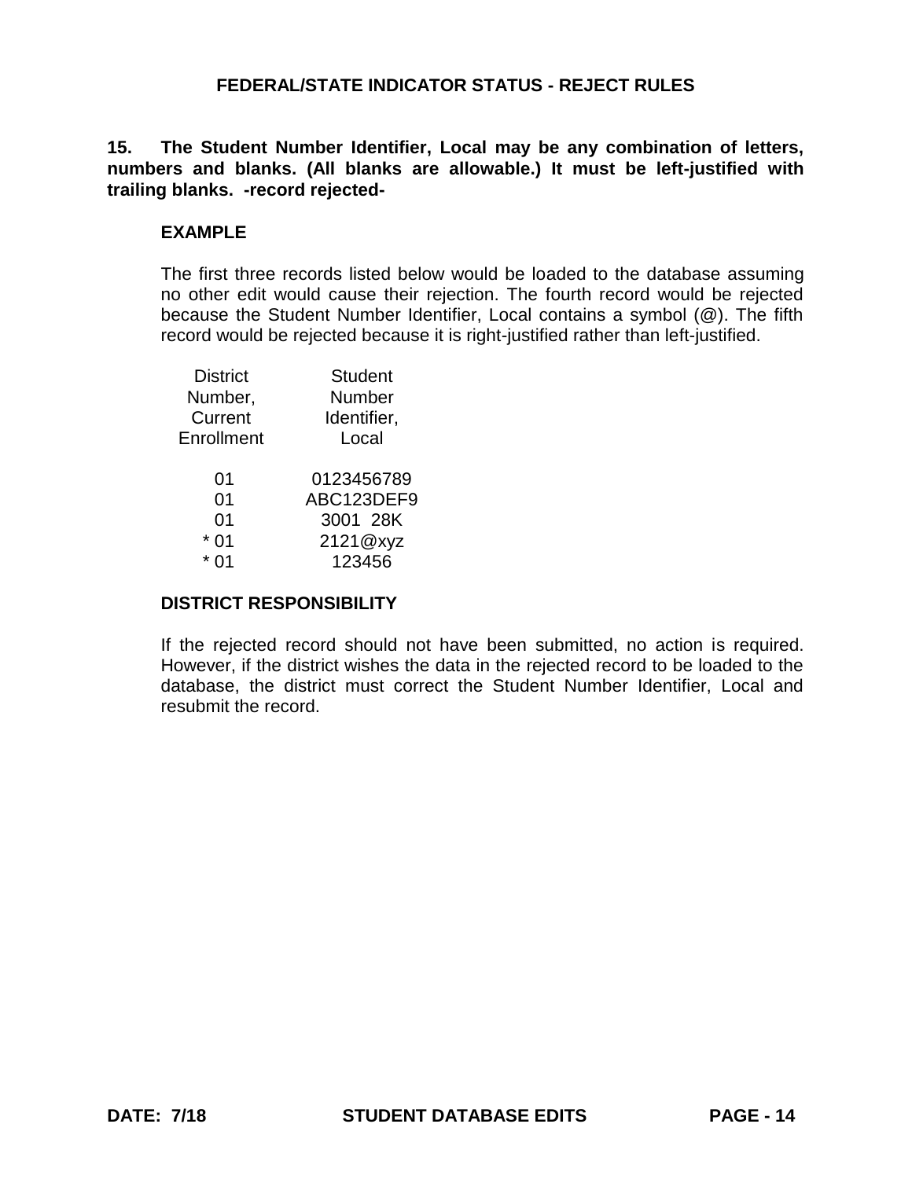## FEDERAL/STATE INDICATOR STATUS - REJECT RULES

**15. The Student Number Identifier, Local may be any combination of letters, numbers and blanks. (All blanks are allowable.) It must be left-justified with trailing blanks. -record rejected-**

**EXAMPLE**

The first three records listed below would be loaded to the database assuming no other edit would cause their rejection. The fourth record would be rejected because the Student Number Identifier, Local contains a symbol (@). The fifth record would be rejected because it is right-justified rather than left-justified.

| District Number, Current Enrollment | Student Number Identifier, Local |
|---|---|
| 01 | 0123456789 |
| 01 | ABC123DEF9 |
| 01 | 3001  28K |
| * 01 | 2121@xyz |
| * 01 | 123456 |

**DISTRICT RESPONSIBILITY**

If the rejected record should not have been submitted, no action is required. However, if the district wishes the data in the rejected record to be loaded to the database, the district must correct the Student Number Identifier, Local and resubmit the record.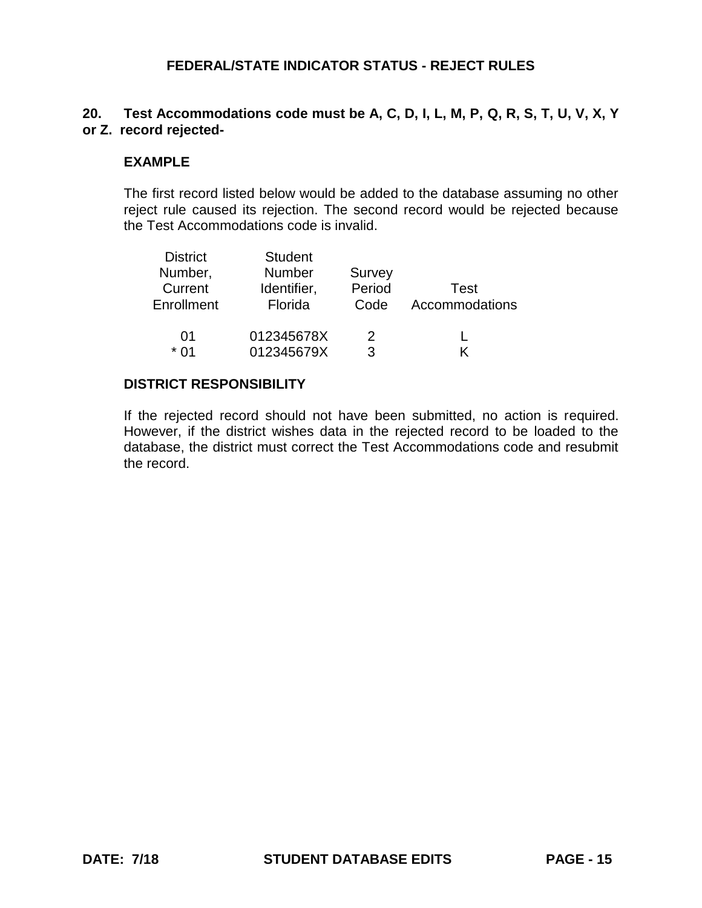## FEDERAL/STATE INDICATOR STATUS - REJECT RULES

**20. Test Accommodations code must be A, C, D, I, L, M, P, Q, R, S, T, U, V, X, Y or Z. record rejected-**

**EXAMPLE**

The first record listed below would be added to the database assuming no other reject rule caused its rejection. The second record would be rejected because the Test Accommodations code is invalid.

| District Number, Current Enrollment | Student Number Identifier, Florida | Survey Period Code | Test Accommodations |
|---|---|---|---|
| 01 | 012345678X | 2 | L |
| * 01 | 012345679X | 3 | K |

**DISTRICT RESPONSIBILITY**

If the rejected record should not have been submitted, no action is required. However, if the district wishes data in the rejected record to be loaded to the database, the district must correct the Test Accommodations code and resubmit the record.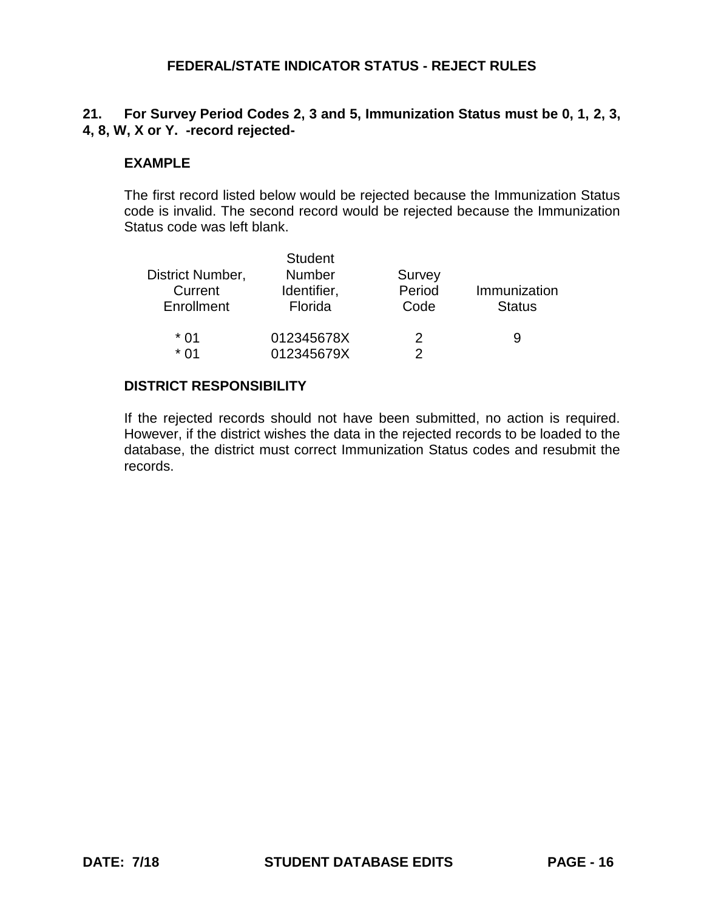## FEDERAL/STATE INDICATOR STATUS - REJECT RULES

**21. For Survey Period Codes 2, 3 and 5, Immunization Status must be 0, 1, 2, 3, 4, 8, W, X or Y. -record rejected-**

**EXAMPLE**

The first record listed below would be rejected because the Immunization Status code is invalid. The second record would be rejected because the Immunization Status code was left blank.

| District Number, Current Enrollment | Student Number Identifier, Florida | Survey Period Code | Immunization Status |
|---|---|---|---|
| * 01 | 012345678X | 2 | 9 |
| * 01 | 012345679X | 2 | |

**DISTRICT RESPONSIBILITY**

If the rejected records should not have been submitted, no action is required. However, if the district wishes the data in the rejected records to be loaded to the database, the district must correct Immunization Status codes and resubmit the records.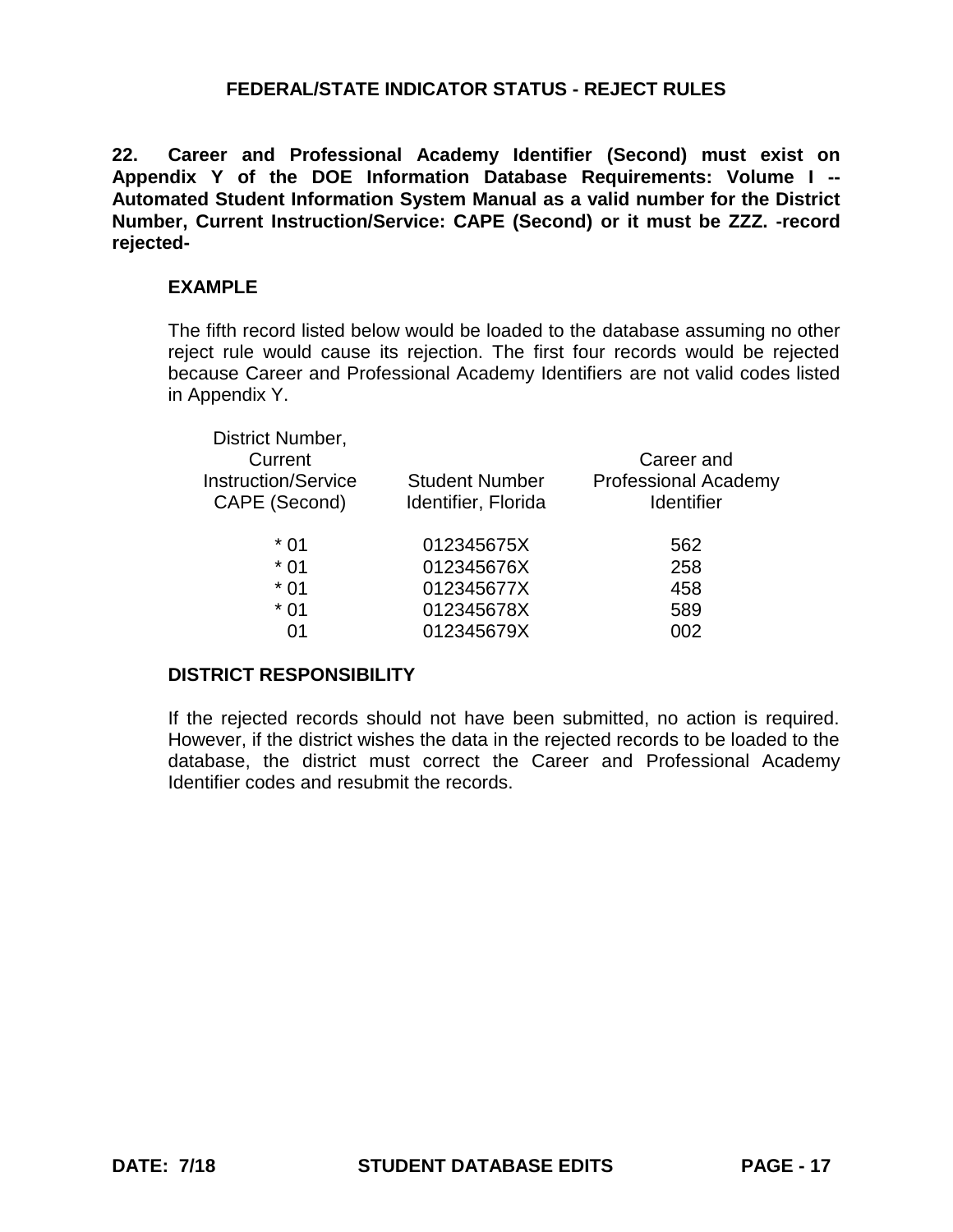## FEDERAL/STATE INDICATOR STATUS - REJECT RULES

**22. Career and Professional Academy Identifier (Second) must exist on Appendix Y of the DOE Information Database Requirements: Volume I -- Automated Student Information System Manual as a valid number for the District Number, Current Instruction/Service: CAPE (Second) or it must be ZZZ. -record rejected-**

**EXAMPLE**

The fifth record listed below would be loaded to the database assuming no other reject rule would cause its rejection. The first four records would be rejected because Career and Professional Academy Identifiers are not valid codes listed in Appendix Y.

| District Number, Current Instruction/Service CAPE (Second) | Student Number Identifier, Florida | Career and Professional Academy Identifier |
|---|---|---|
| * 01 | 012345675X | 562 |
| * 01 | 012345676X | 258 |
| * 01 | 012345677X | 458 |
| * 01 | 012345678X | 589 |
| 01 | 012345679X | 002 |

**DISTRICT RESPONSIBILITY**

If the rejected records should not have been submitted, no action is required. However, if the district wishes the data in the rejected records to be loaded to the database, the district must correct the Career and Professional Academy Identifier codes and resubmit the records.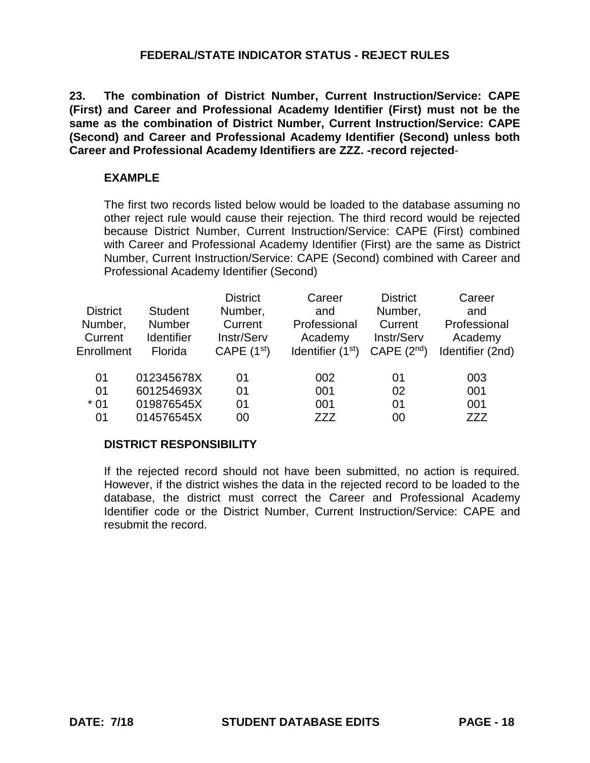## FEDERAL/STATE INDICATOR STATUS - REJECT RULES

**23. The combination of District Number, Current Instruction/Service: CAPE (First) and Career and Professional Academy Identifier (First) must not be the same as the combination of District Number, Current Instruction/Service: CAPE (Second) and Career and Professional Academy Identifier (Second) unless both Career and Professional Academy Identifiers are ZZZ. -record rejected**-

**EXAMPLE**

The first two records listed below would be loaded to the database assuming no other reject rule would cause their rejection. The third record would be rejected because District Number, Current Instruction/Service: CAPE (First) combined with Career and Professional Academy Identifier (First) are the same as District Number, Current Instruction/Service: CAPE (Second) combined with Career and Professional Academy Identifier (Second)

| District Number, Current Enrollment | Student Number Identifier Florida | District Number, Current Instr/Serv CAPE (1st) | Career and Professional Academy Identifier (1st) | District Number, Current Instr/Serv CAPE (2nd) | Career and Professional Academy Identifier (2nd) |
|---|---|---|---|---|---|
| 01 | 012345678X | 01 | 002 | 01 | 003 |
| 01 | 601254693X | 01 | 001 | 02 | 001 |
| * 01 | 019876545X | 01 | 001 | 01 | 001 |
| 01 | 014576545X | 00 | ZZZ | 00 | ZZZ |

**DISTRICT RESPONSIBILITY**

If the rejected record should not have been submitted, no action is required. However, if the district wishes the data in the rejected record to be loaded to the database, the district must correct the Career and Professional Academy Identifier code or the District Number, Current Instruction/Service: CAPE and resubmit the record.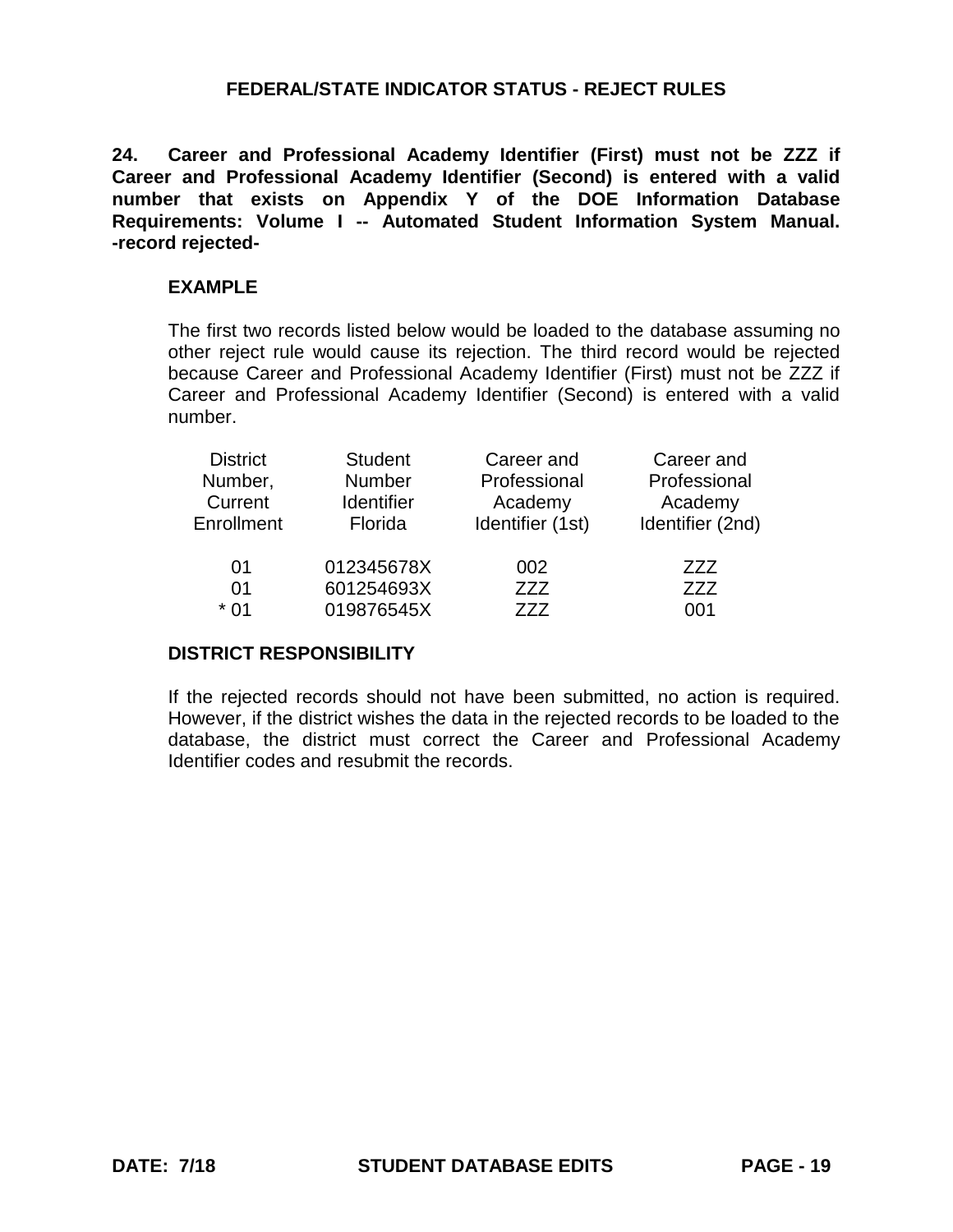## FEDERAL/STATE INDICATOR STATUS - REJECT RULES

**24. Career and Professional Academy Identifier (First) must not be ZZZ if Career and Professional Academy Identifier (Second) is entered with a valid number that exists on Appendix Y of the DOE Information Database Requirements: Volume I -- Automated Student Information System Manual. -record rejected-**

**EXAMPLE**

The first two records listed below would be loaded to the database assuming no other reject rule would cause its rejection. The third record would be rejected because Career and Professional Academy Identifier (First) must not be ZZZ if Career and Professional Academy Identifier (Second) is entered with a valid number.

| District Number, Current Enrollment | Student Number Identifier Florida | Career and Professional Academy Identifier (1st) | Career and Professional Academy Identifier (2nd) |
|---|---|---|---|
| 01 | 012345678X | 002 | ZZZ |
| 01 | 601254693X | ZZZ | ZZZ |
| * 01 | 019876545X | ZZZ | 001 |

**DISTRICT RESPONSIBILITY**

If the rejected records should not have been submitted, no action is required. However, if the district wishes the data in the rejected records to be loaded to the database, the district must correct the Career and Professional Academy Identifier codes and resubmit the records.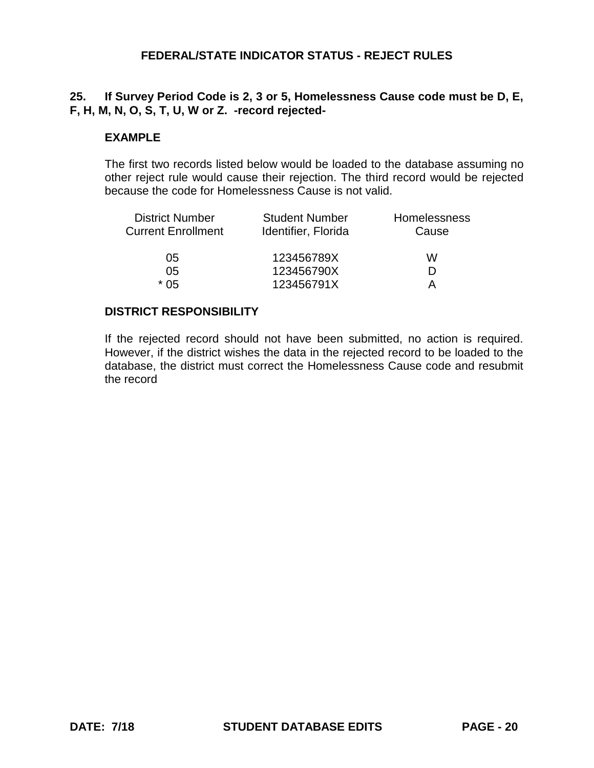## FEDERAL/STATE INDICATOR STATUS - REJECT RULES

**25. If Survey Period Code is 2, 3 or 5, Homelessness Cause code must be D, E, F, H, M, N, O, S, T, U, W or Z. -record rejected-**

### EXAMPLE

The first two records listed below would be loaded to the database assuming no other reject rule would cause their rejection. The third record would be rejected because the code for Homelessness Cause is not valid.

| District Number Current Enrollment | Student Number Identifier, Florida | Homelessness Cause |
|---|---|---|
| 05 | 123456789X | W |
| 05 | 123456790X | D |
| * 05 | 123456791X | A |

### DISTRICT RESPONSIBILITY

If the rejected record should not have been submitted, no action is required. However, if the district wishes the data in the rejected record to be loaded to the database, the district must correct the Homelessness Cause code and resubmit the record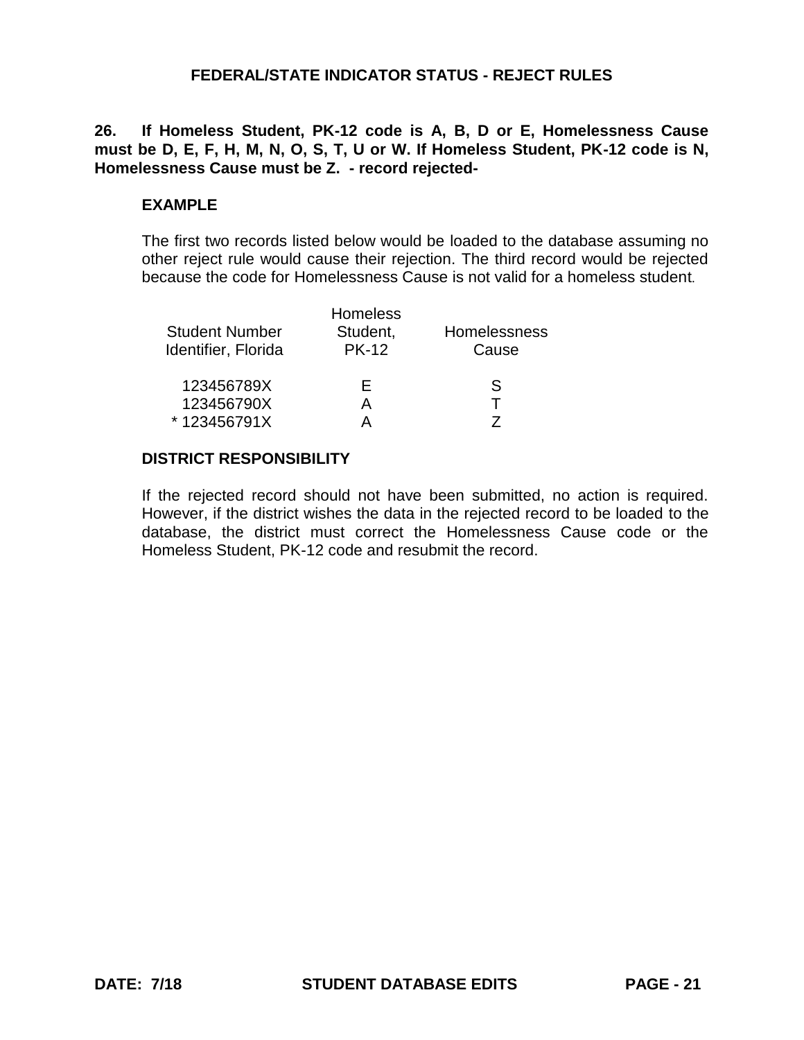# FEDERAL/STATE INDICATOR STATUS - REJECT RULES

**26. If Homeless Student, PK-12 code is A, B, D or E, Homelessness Cause must be D, E, F, H, M, N, O, S, T, U or W. If Homeless Student, PK-12 code is N, Homelessness Cause must be Z. - record rejected-**

**EXAMPLE**

The first two records listed below would be loaded to the database assuming no other reject rule would cause their rejection. The third record would be rejected because the code for Homelessness Cause is not valid for a homeless student.

| Student Number Identifier, Florida | Homeless Student, PK-12 | Homelessness Cause |
|---|---|---|
| 123456789X | E | S |
| 123456790X | A | T |
| * 123456791X | A | Z |

**DISTRICT RESPONSIBILITY**

If the rejected record should not have been submitted, no action is required. However, if the district wishes the data in the rejected record to be loaded to the database, the district must correct the Homelessness Cause code or the Homeless Student, PK-12 code and resubmit the record.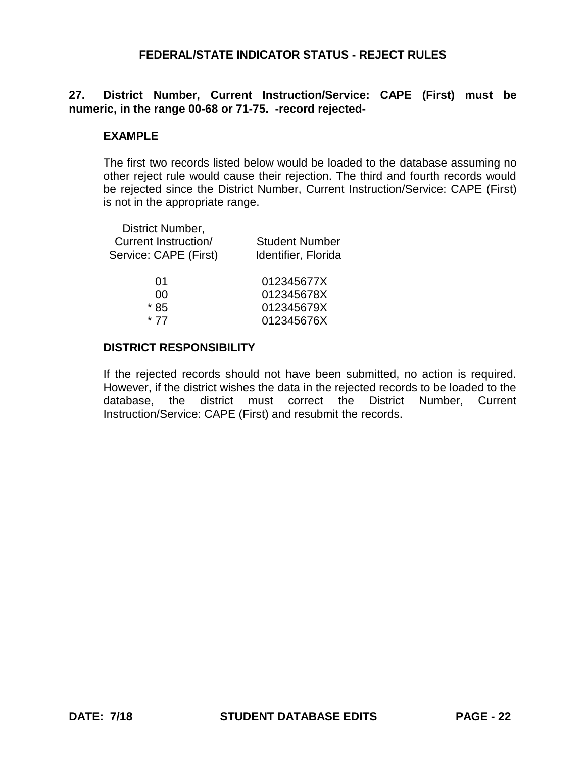# FEDERAL/STATE INDICATOR STATUS - REJECT RULES

**27. District Number, Current Instruction/Service: CAPE (First) must be numeric, in the range 00-68 or 71-75. -record rejected-**

**EXAMPLE**

The first two records listed below would be loaded to the database assuming no other reject rule would cause their rejection. The third and fourth records would be rejected since the District Number, Current Instruction/Service: CAPE (First) is not in the appropriate range.

| District Number, Current Instruction/ Service: CAPE (First) | Student Number Identifier, Florida |
|---|---|
| 01 | 012345677X |
| 00 | 012345678X |
| * 85 | 012345679X |
| * 77 | 012345676X |

**DISTRICT RESPONSIBILITY**

If the rejected records should not have been submitted, no action is required. However, if the district wishes the data in the rejected records to be loaded to the database, the district must correct the District Number, Current Instruction/Service: CAPE (First) and resubmit the records.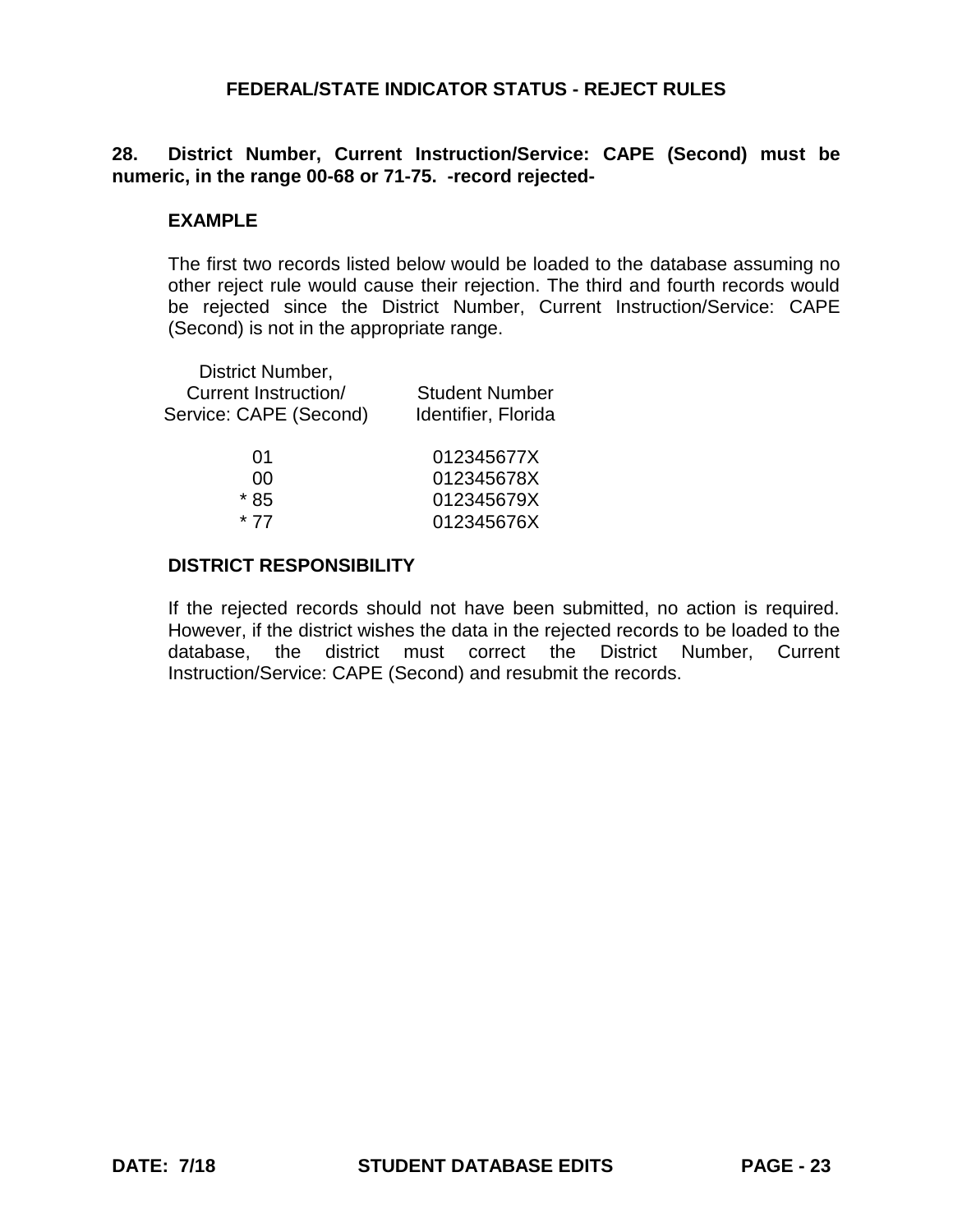## FEDERAL/STATE INDICATOR STATUS - REJECT RULES

**28. District Number, Current Instruction/Service: CAPE (Second) must be numeric, in the range 00-68 or 71-75. -record rejected-**

**EXAMPLE**

The first two records listed below would be loaded to the database assuming no other reject rule would cause their rejection. The third and fourth records would be rejected since the District Number, Current Instruction/Service: CAPE (Second) is not in the appropriate range.

| District Number, Current Instruction/ Service: CAPE (Second) | Student Number Identifier, Florida |
|---|---|
| 01 | 012345677X |
| 00 | 012345678X |
| * 85 | 012345679X |
| * 77 | 012345676X |

**DISTRICT RESPONSIBILITY**

If the rejected records should not have been submitted, no action is required. However, if the district wishes the data in the rejected records to be loaded to the database, the district must correct the District Number, Current Instruction/Service: CAPE (Second) and resubmit the records.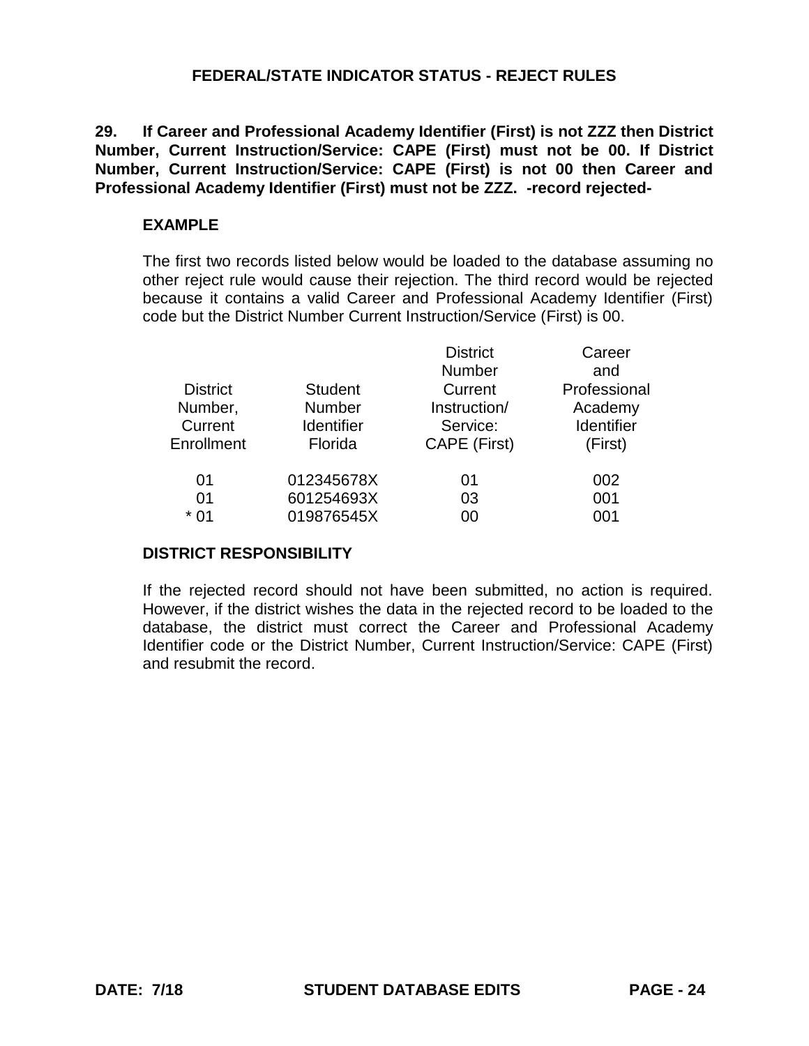## FEDERAL/STATE INDICATOR STATUS - REJECT RULES

**29. If Career and Professional Academy Identifier (First) is not ZZZ then District Number, Current Instruction/Service: CAPE (First) must not be 00. If District Number, Current Instruction/Service: CAPE (First) is not 00 then Career and Professional Academy Identifier (First) must not be ZZZ. -record rejected-**

### EXAMPLE

The first two records listed below would be loaded to the database assuming no other reject rule would cause their rejection. The third record would be rejected because it contains a valid Career and Professional Academy Identifier (First) code but the District Number Current Instruction/Service (First) is 00.

| District Number, Current Enrollment | Student Number Identifier Florida | District Number Current Instruction/ Service: CAPE (First) | Career and Professional Academy Identifier (First) |
|---|---|---|---|
| 01 | 012345678X | 01 | 002 |
| 01 | 601254693X | 03 | 001 |
| * 01 | 019876545X | 00 | 001 |

### DISTRICT RESPONSIBILITY

If the rejected record should not have been submitted, no action is required. However, if the district wishes the data in the rejected record to be loaded to the database, the district must correct the Career and Professional Academy Identifier code or the District Number, Current Instruction/Service: CAPE (First) and resubmit the record.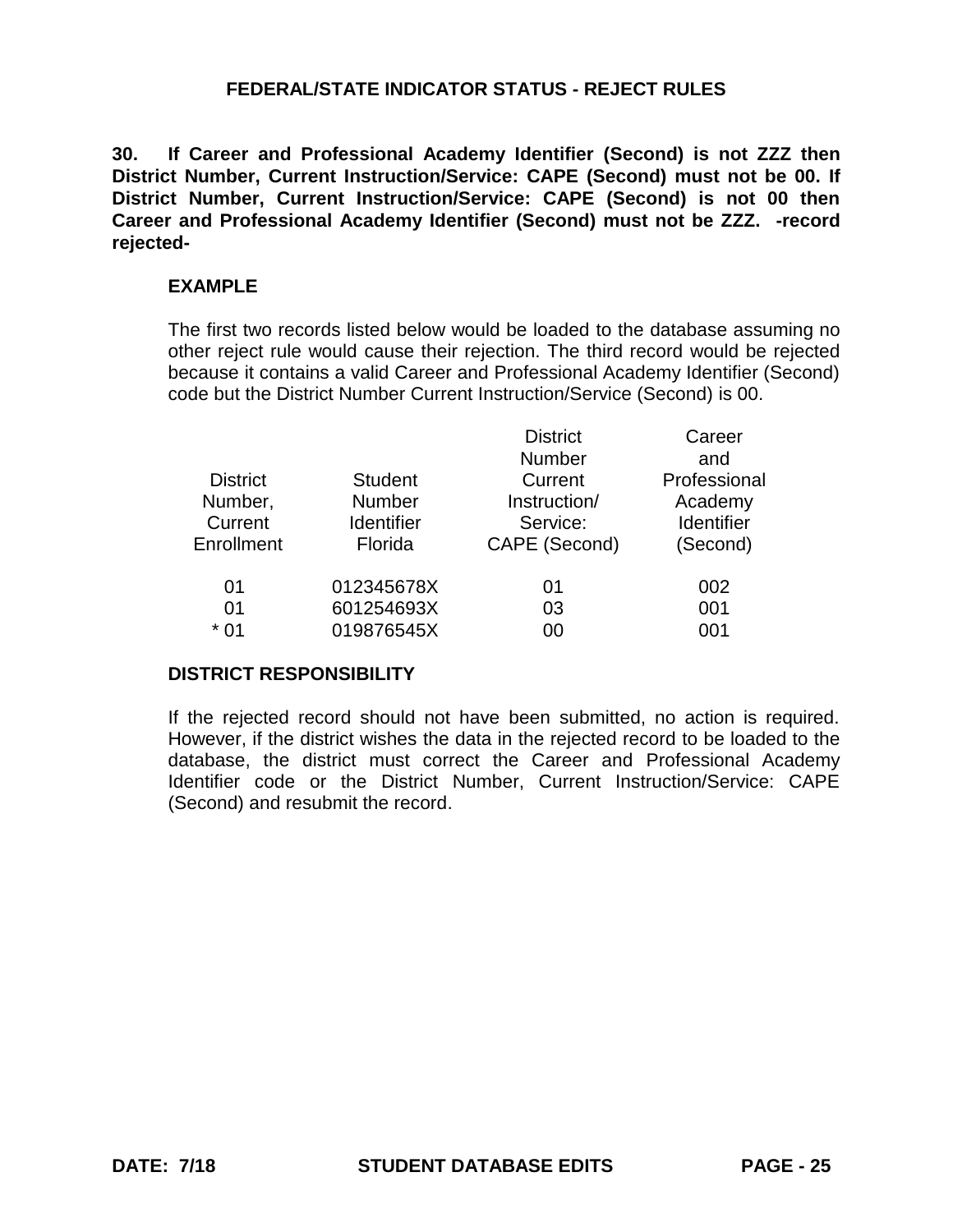## FEDERAL/STATE INDICATOR STATUS - REJECT RULES

**30. If Career and Professional Academy Identifier (Second) is not ZZZ then District Number, Current Instruction/Service: CAPE (Second) must not be 00. If District Number, Current Instruction/Service: CAPE (Second) is not 00 then Career and Professional Academy Identifier (Second) must not be ZZZ. -record rejected-**

**EXAMPLE**

The first two records listed below would be loaded to the database assuming no other reject rule would cause their rejection. The third record would be rejected because it contains a valid Career and Professional Academy Identifier (Second) code but the District Number Current Instruction/Service (Second) is 00.

| District Number, Current Enrollment | Student Number Identifier Florida | District Number Current Instruction/ Service: CAPE (Second) | Career and Professional Academy Identifier (Second) |
|---|---|---|---|
| 01 | 012345678X | 01 | 002 |
| 01 | 601254693X | 03 | 001 |
| * 01 | 019876545X | 00 | 001 |

**DISTRICT RESPONSIBILITY**

If the rejected record should not have been submitted, no action is required. However, if the district wishes the data in the rejected record to be loaded to the database, the district must correct the Career and Professional Academy Identifier code or the District Number, Current Instruction/Service: CAPE (Second) and resubmit the record.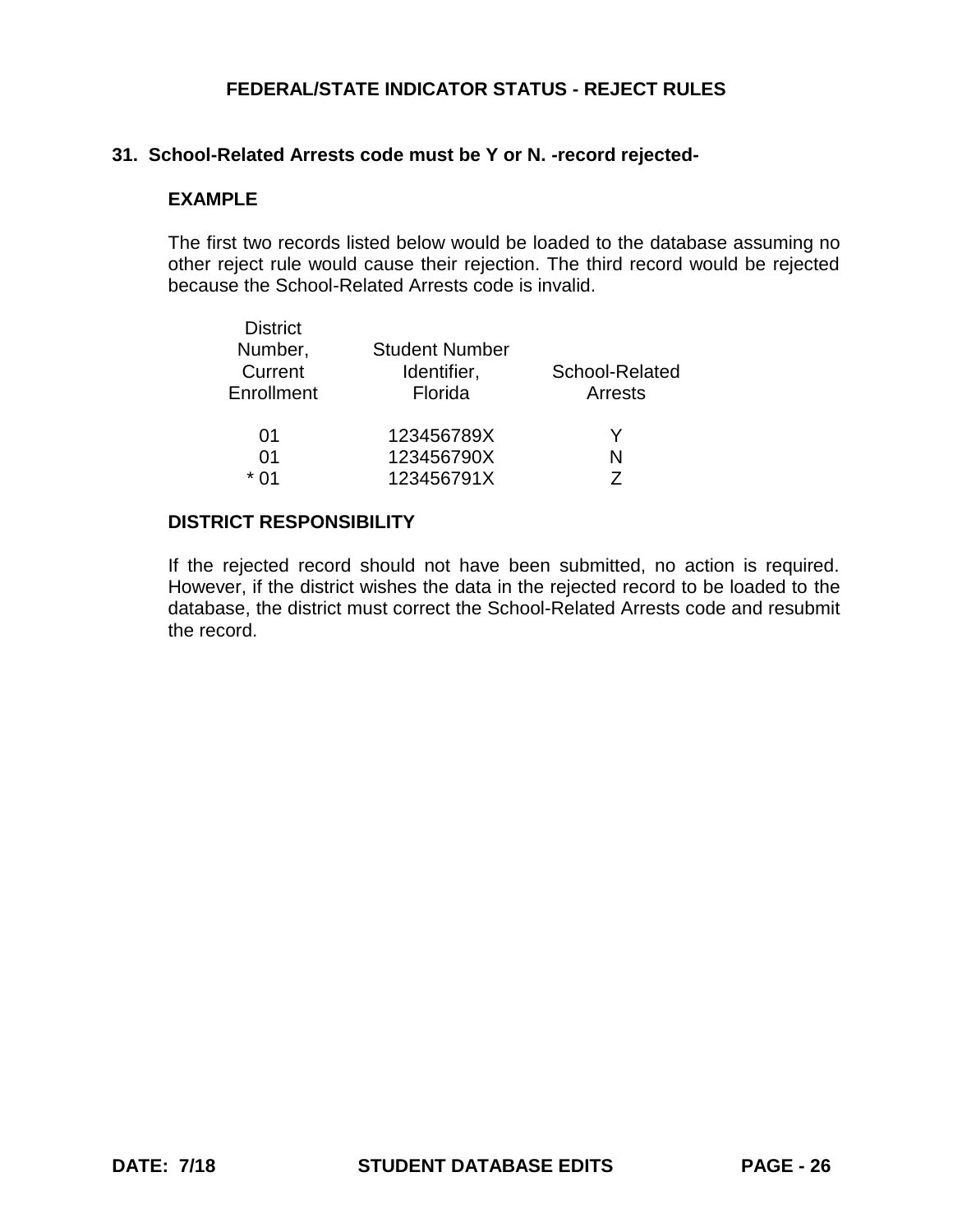## FEDERAL/STATE INDICATOR STATUS - REJECT RULES

### 31. School-Related Arrests code must be Y or N. -record rejected-

**EXAMPLE**

The first two records listed below would be loaded to the database assuming no other reject rule would cause their rejection. The third record would be rejected because the School-Related Arrests code is invalid.

| District Number, Current Enrollment | Student Number Identifier, Florida | School-Related Arrests |
|---|---|---|
| 01 | 123456789X | Y |
| 01 | 123456790X | N |
| * 01 | 123456791X | Z |

**DISTRICT RESPONSIBILITY**

If the rejected record should not have been submitted, no action is required. However, if the district wishes the data in the rejected record to be loaded to the database, the district must correct the School-Related Arrests code and resubmit the record.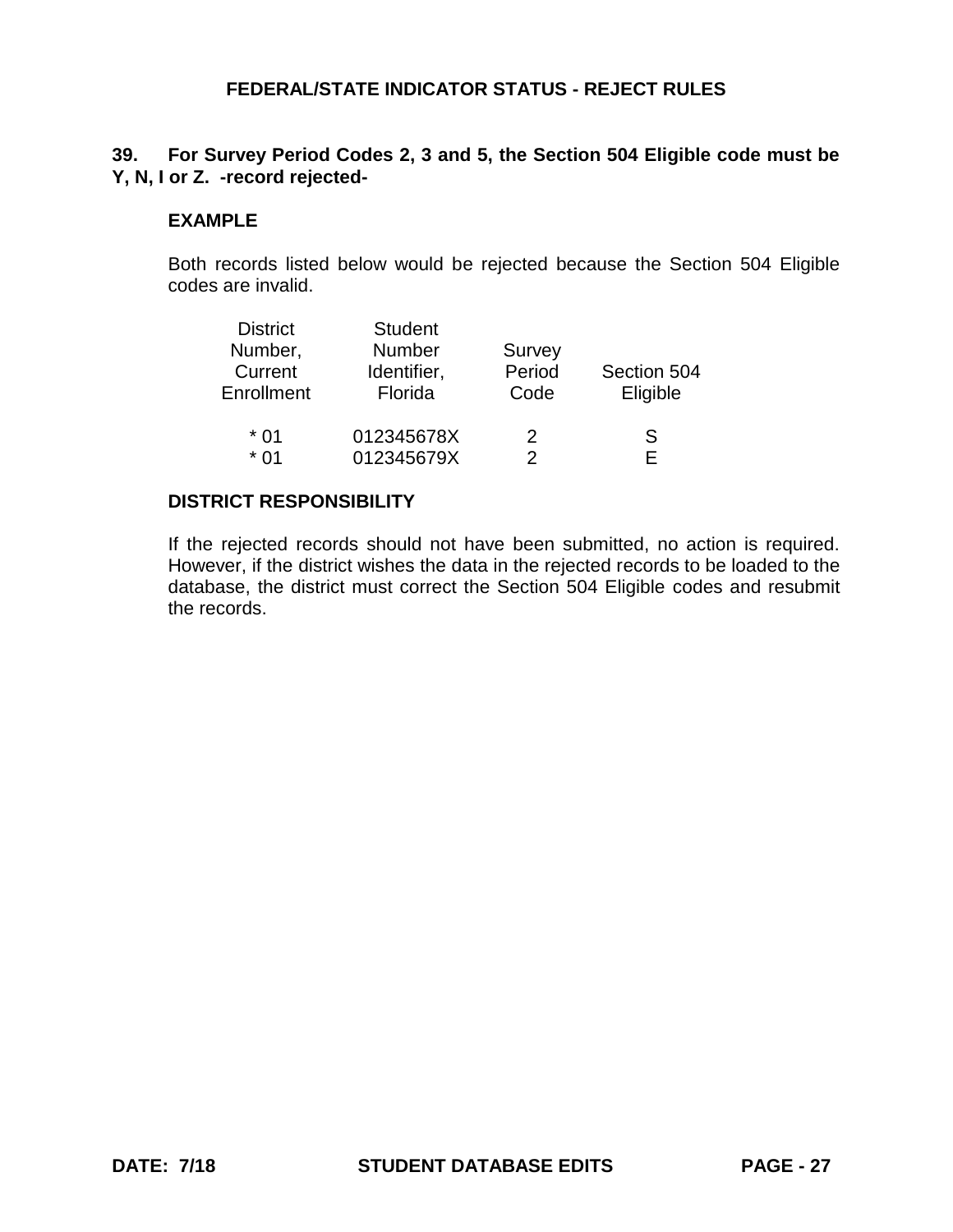## FEDERAL/STATE INDICATOR STATUS - REJECT RULES

**39. For Survey Period Codes 2, 3 and 5, the Section 504 Eligible code must be Y, N, I or Z. -record rejected-**

**EXAMPLE**

Both records listed below would be rejected because the Section 504 Eligible codes are invalid.

| District Number, Current Enrollment | Student Number Identifier, Florida | Survey Period Code | Section 504 Eligible |
|---|---|---|---|
| * 01 | 012345678X | 2 | S |
| * 01 | 012345679X | 2 | E |

**DISTRICT RESPONSIBILITY**

If the rejected records should not have been submitted, no action is required. However, if the district wishes the data in the rejected records to be loaded to the database, the district must correct the Section 504 Eligible codes and resubmit the records.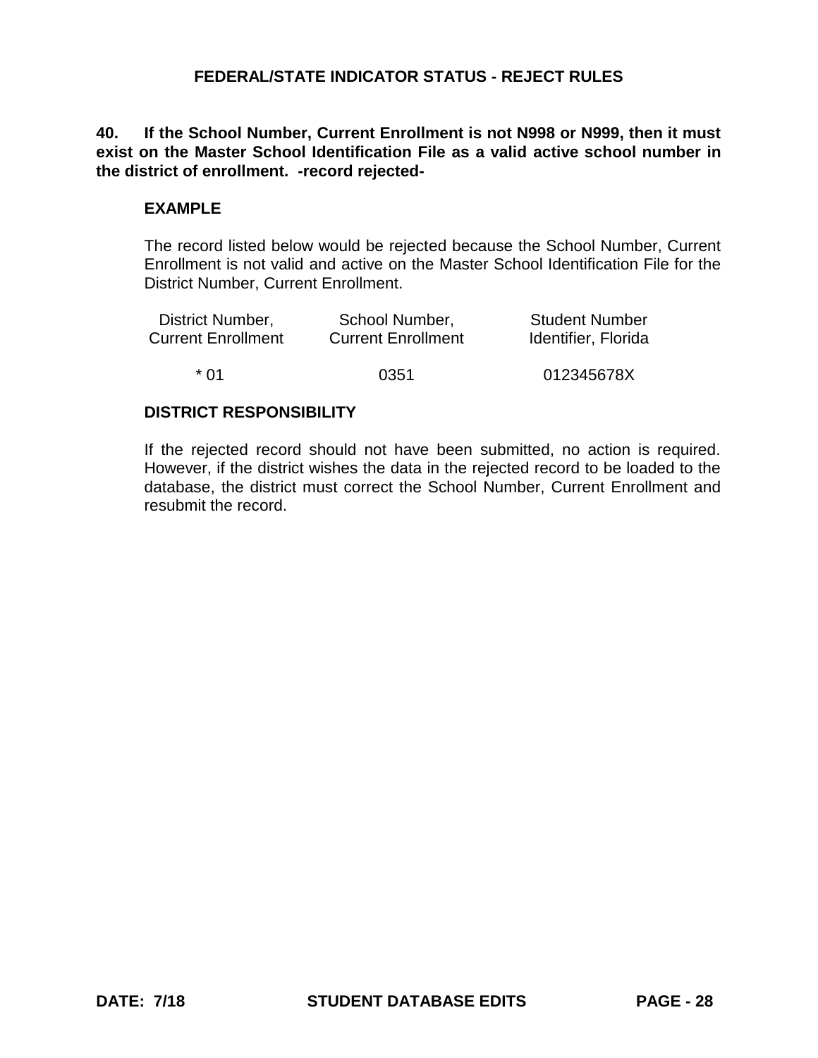## FEDERAL/STATE INDICATOR STATUS - REJECT RULES

**40. If the School Number, Current Enrollment is not N998 or N999, then it must exist on the Master School Identification File as a valid active school number in the district of enrollment. -record rejected-**

**EXAMPLE**

The record listed below would be rejected because the School Number, Current Enrollment is not valid and active on the Master School Identification File for the District Number, Current Enrollment.

| District Number, Current Enrollment | School Number, Current Enrollment | Student Number Identifier, Florida |
|---|---|---|
| * 01 | 0351 | 012345678X |

**DISTRICT RESPONSIBILITY**

If the rejected record should not have been submitted, no action is required. However, if the district wishes the data in the rejected record to be loaded to the database, the district must correct the School Number, Current Enrollment and resubmit the record.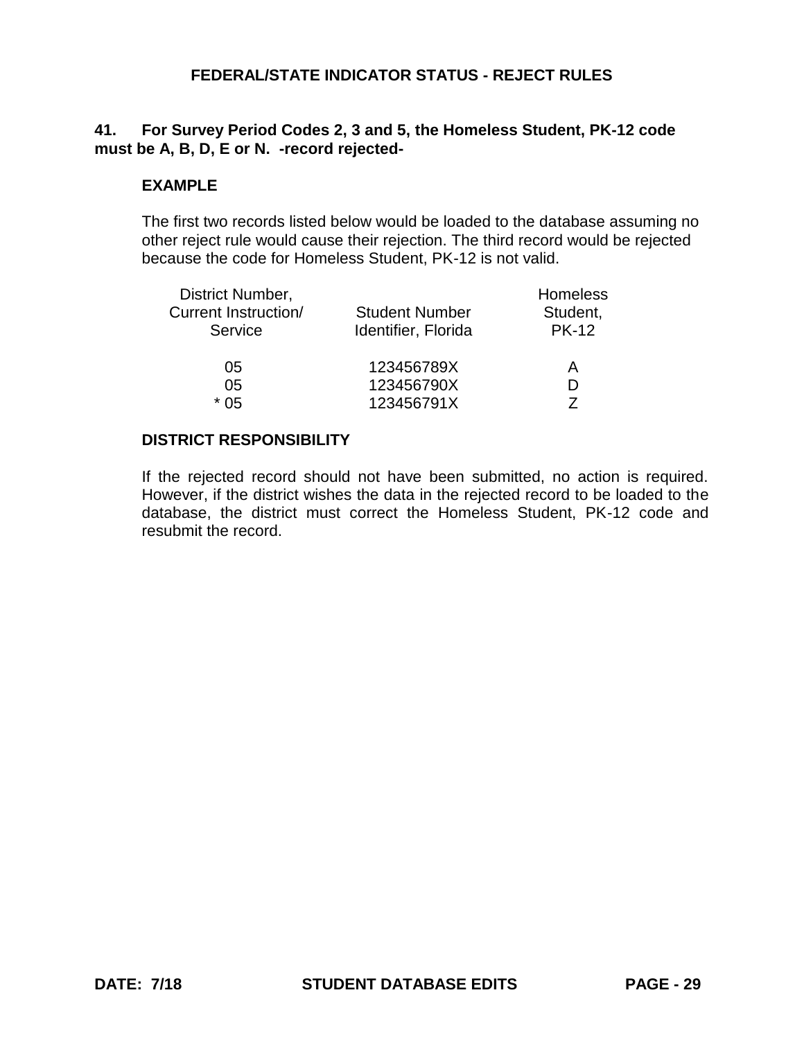## FEDERAL/STATE INDICATOR STATUS - REJECT RULES

**41. For Survey Period Codes 2, 3 and 5, the Homeless Student, PK-12 code must be A, B, D, E or N. -record rejected-**

**EXAMPLE**

The first two records listed below would be loaded to the database assuming no other reject rule would cause their rejection. The third record would be rejected because the code for Homeless Student, PK-12 is not valid.

| District Number, Current Instruction/ Service | Student Number Identifier, Florida | Homeless Student, PK-12 |
|---|---|---|
| 05 | 123456789X | A |
| 05 | 123456790X | D |
| * 05 | 123456791X | Z |

**DISTRICT RESPONSIBILITY**

If the rejected record should not have been submitted, no action is required. However, if the district wishes the data in the rejected record to be loaded to the database, the district must correct the Homeless Student, PK-12 code and resubmit the record.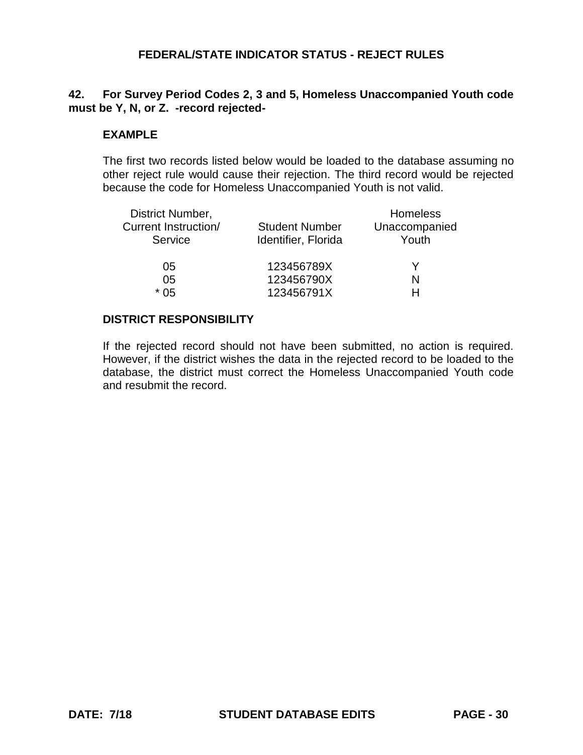## FEDERAL/STATE INDICATOR STATUS - REJECT RULES

**42. For Survey Period Codes 2, 3 and 5, Homeless Unaccompanied Youth code must be Y, N, or Z. -record rejected-**

**EXAMPLE**

The first two records listed below would be loaded to the database assuming no other reject rule would cause their rejection. The third record would be rejected because the code for Homeless Unaccompanied Youth is not valid.

| District Number, Current Instruction/ Service | Student Number Identifier, Florida | Homeless Unaccompanied Youth |
|---|---|---|
| 05 | 123456789X | Y |
| 05 | 123456790X | N |
| * 05 | 123456791X | H |

**DISTRICT RESPONSIBILITY**

If the rejected record should not have been submitted, no action is required. However, if the district wishes the data in the rejected record to be loaded to the database, the district must correct the Homeless Unaccompanied Youth code and resubmit the record.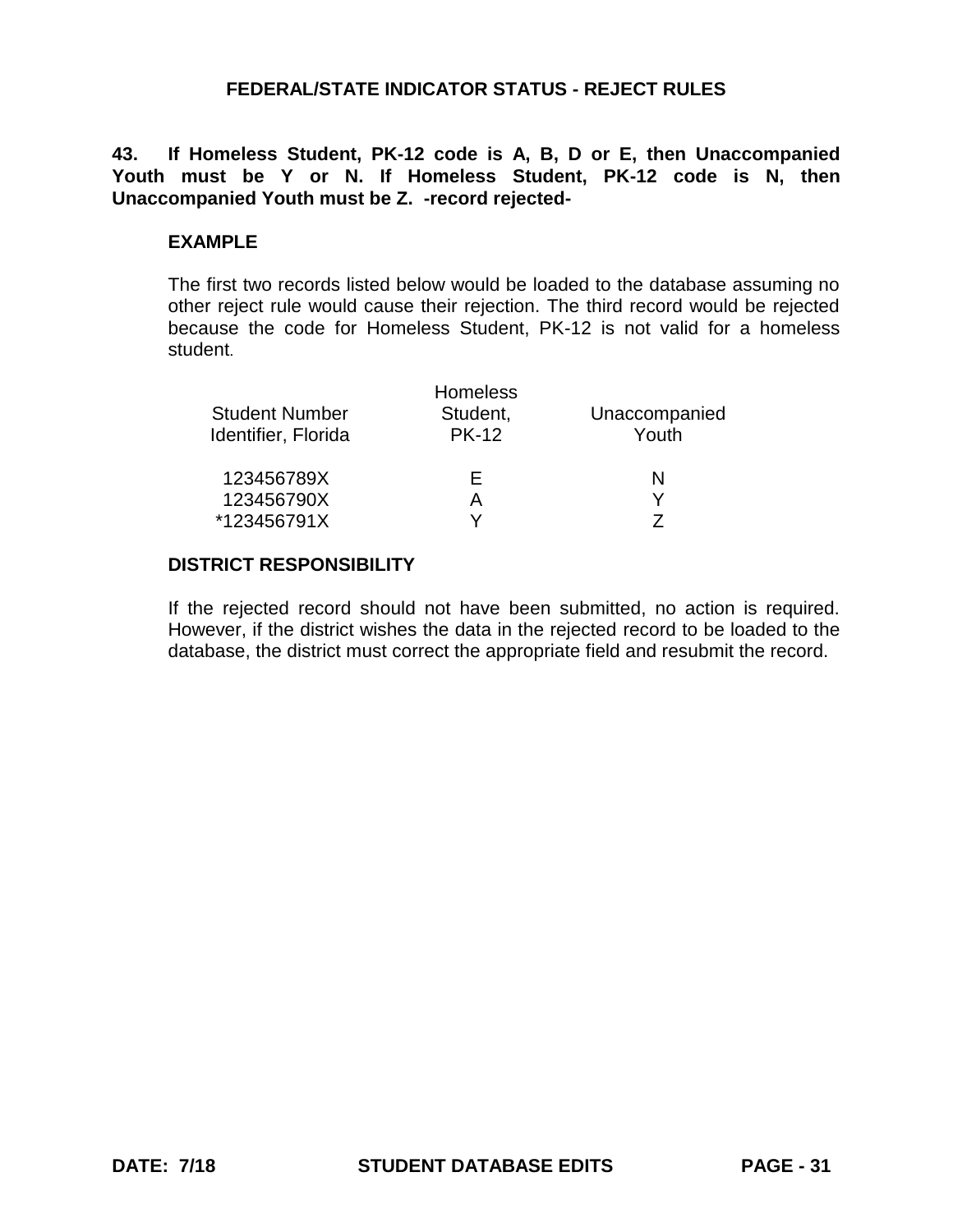# FEDERAL/STATE INDICATOR STATUS - REJECT RULES

**43. If Homeless Student, PK-12 code is A, B, D or E, then Unaccompanied Youth must be Y or N. If Homeless Student, PK-12 code is N, then Unaccompanied Youth must be Z. -record rejected-**

**EXAMPLE**

The first two records listed below would be loaded to the database assuming no other reject rule would cause their rejection. The third record would be rejected because the code for Homeless Student, PK-12 is not valid for a homeless student.

| Student Number Identifier, Florida | Homeless Student, PK-12 | Unaccompanied Youth |
|---|---|---|
| 123456789X | E | N |
| 123456790X | A | Y |
| *123456791X | Y | Z |

**DISTRICT RESPONSIBILITY**

If the rejected record should not have been submitted, no action is required. However, if the district wishes the data in the rejected record to be loaded to the database, the district must correct the appropriate field and resubmit the record.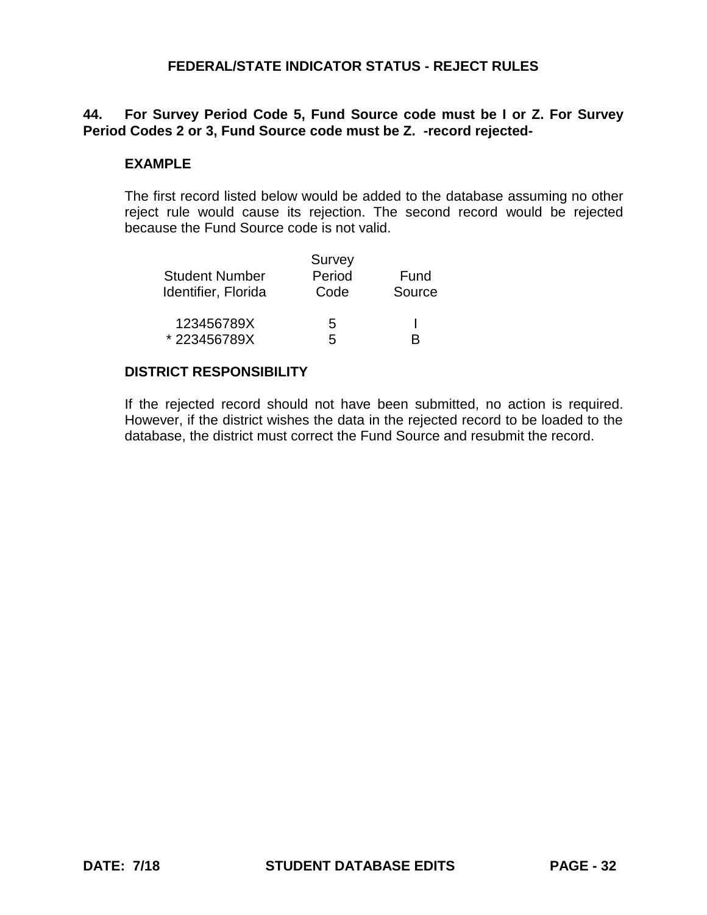## FEDERAL/STATE INDICATOR STATUS - REJECT RULES

**44. For Survey Period Code 5, Fund Source code must be I or Z. For Survey Period Codes 2 or 3, Fund Source code must be Z. -record rejected-**

### EXAMPLE

The first record listed below would be added to the database assuming no other reject rule would cause its rejection. The second record would be rejected because the Fund Source code is not valid.

| Student Number Identifier, Florida | Survey Period Code | Fund Source |
|---|---|---|
| 123456789X | 5 | I |
| * 223456789X | 5 | B |

### DISTRICT RESPONSIBILITY

If the rejected record should not have been submitted, no action is required. However, if the district wishes the data in the rejected record to be loaded to the database, the district must correct the Fund Source and resubmit the record.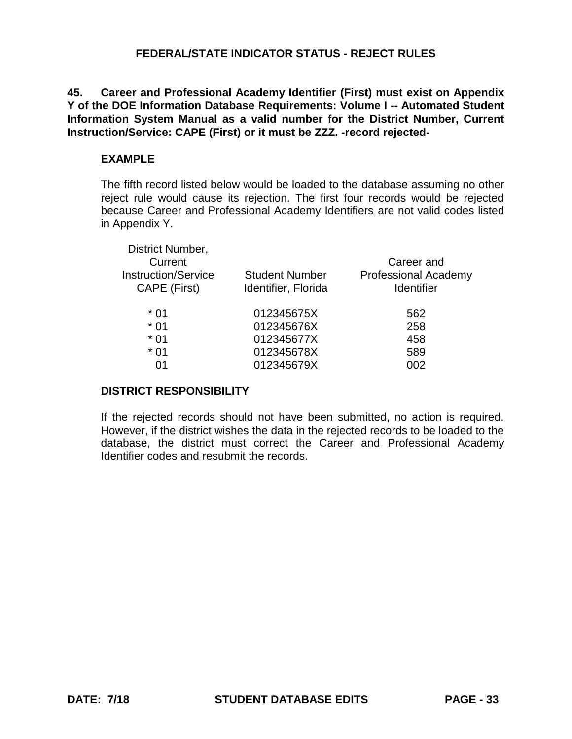## FEDERAL/STATE INDICATOR STATUS - REJECT RULES

**45. Career and Professional Academy Identifier (First) must exist on Appendix Y of the DOE Information Database Requirements: Volume I -- Automated Student Information System Manual as a valid number for the District Number, Current Instruction/Service: CAPE (First) or it must be ZZZ. -record rejected-**

### EXAMPLE

The fifth record listed below would be loaded to the database assuming no other reject rule would cause its rejection. The first four records would be rejected because Career and Professional Academy Identifiers are not valid codes listed in Appendix Y.

| District Number, Current Instruction/Service CAPE (First) | Student Number Identifier, Florida | Career and Professional Academy Identifier |
|---|---|---|
| * 01 | 012345675X | 562 |
| * 01 | 012345676X | 258 |
| * 01 | 012345677X | 458 |
| * 01 | 012345678X | 589 |
| 01 | 012345679X | 002 |

### DISTRICT RESPONSIBILITY

If the rejected records should not have been submitted, no action is required. However, if the district wishes the data in the rejected records to be loaded to the database, the district must correct the Career and Professional Academy Identifier codes and resubmit the records.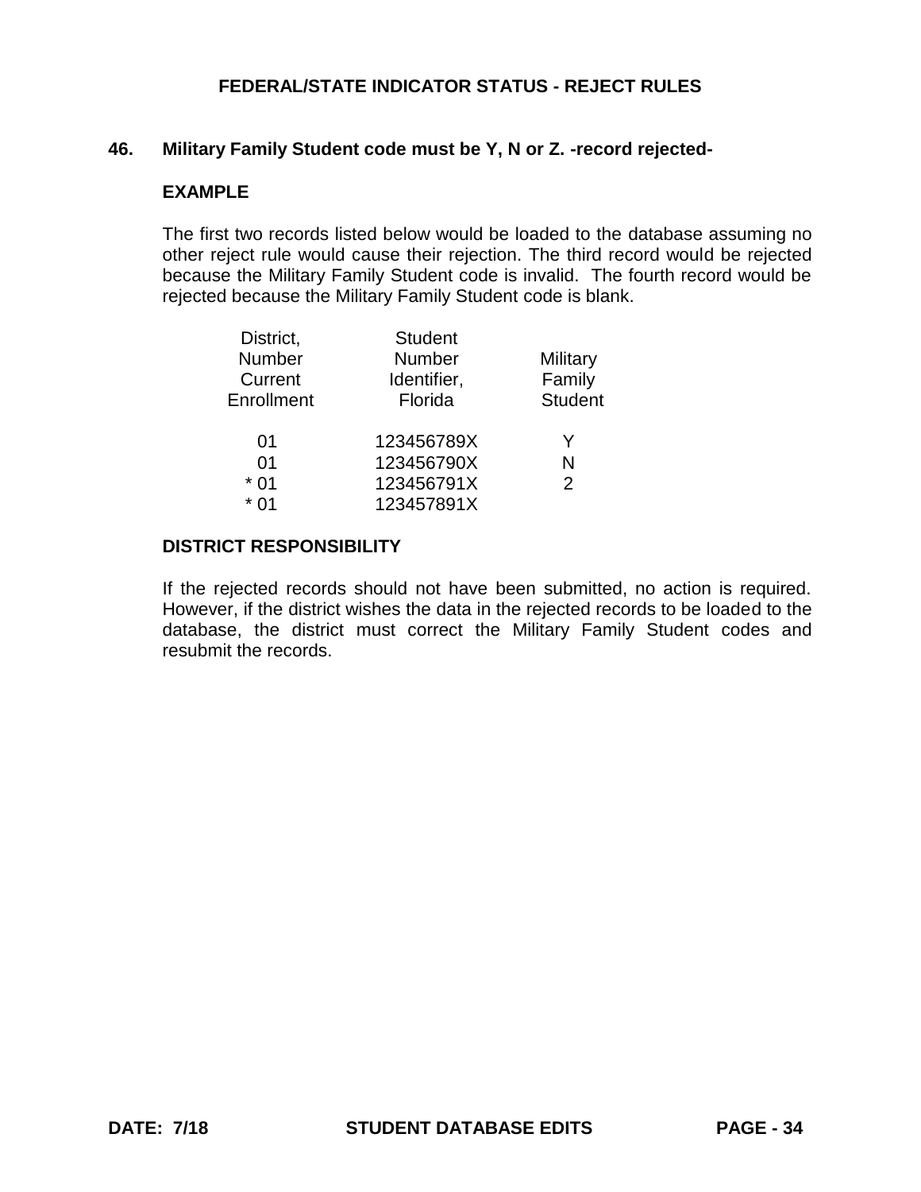## FEDERAL/STATE INDICATOR STATUS - REJECT RULES

### 46. Military Family Student code must be Y, N or Z. -record rejected-

**EXAMPLE**

The first two records listed below would be loaded to the database assuming no other reject rule would cause their rejection. The third record would be rejected because the Military Family Student code is invalid. The fourth record would be rejected because the Military Family Student code is blank.

| District, Number Current Enrollment | Student Number Identifier, Florida | Military Family Student |
|---|---|---|
| 01 | 123456789X | Y |
| 01 | 123456790X | N |
| * 01 | 123456791X | 2 |
| * 01 | 123457891X | |

**DISTRICT RESPONSIBILITY**

If the rejected records should not have been submitted, no action is required. However, if the district wishes the data in the rejected records to be loaded to the database, the district must correct the Military Family Student codes and resubmit the records.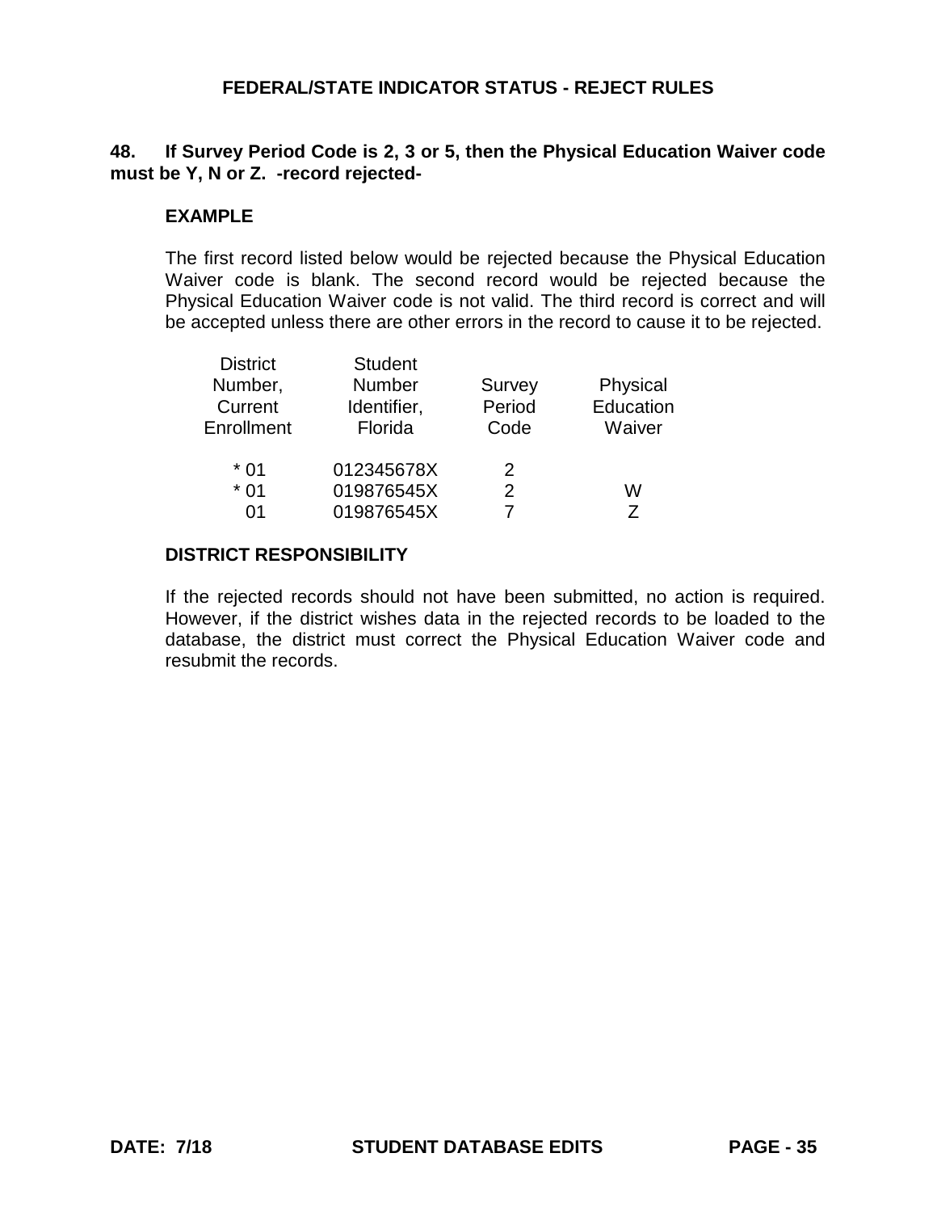## FEDERAL/STATE INDICATOR STATUS - REJECT RULES

**48. If Survey Period Code is 2, 3 or 5, then the Physical Education Waiver code must be Y, N or Z. -record rejected-**

### EXAMPLE

The first record listed below would be rejected because the Physical Education Waiver code is blank. The second record would be rejected because the Physical Education Waiver code is not valid. The third record is correct and will be accepted unless there are other errors in the record to cause it to be rejected.

| District Number, Current Enrollment | Student Number Identifier, Florida | Survey Period Code | Physical Education Waiver |
|---|---|---|---|
| * 01 | 012345678X | 2 | |
| * 01 | 019876545X | 2 | W |
| 01 | 019876545X | 7 | Z |

### DISTRICT RESPONSIBILITY

If the rejected records should not have been submitted, no action is required. However, if the district wishes data in the rejected records to be loaded to the database, the district must correct the Physical Education Waiver code and resubmit the records.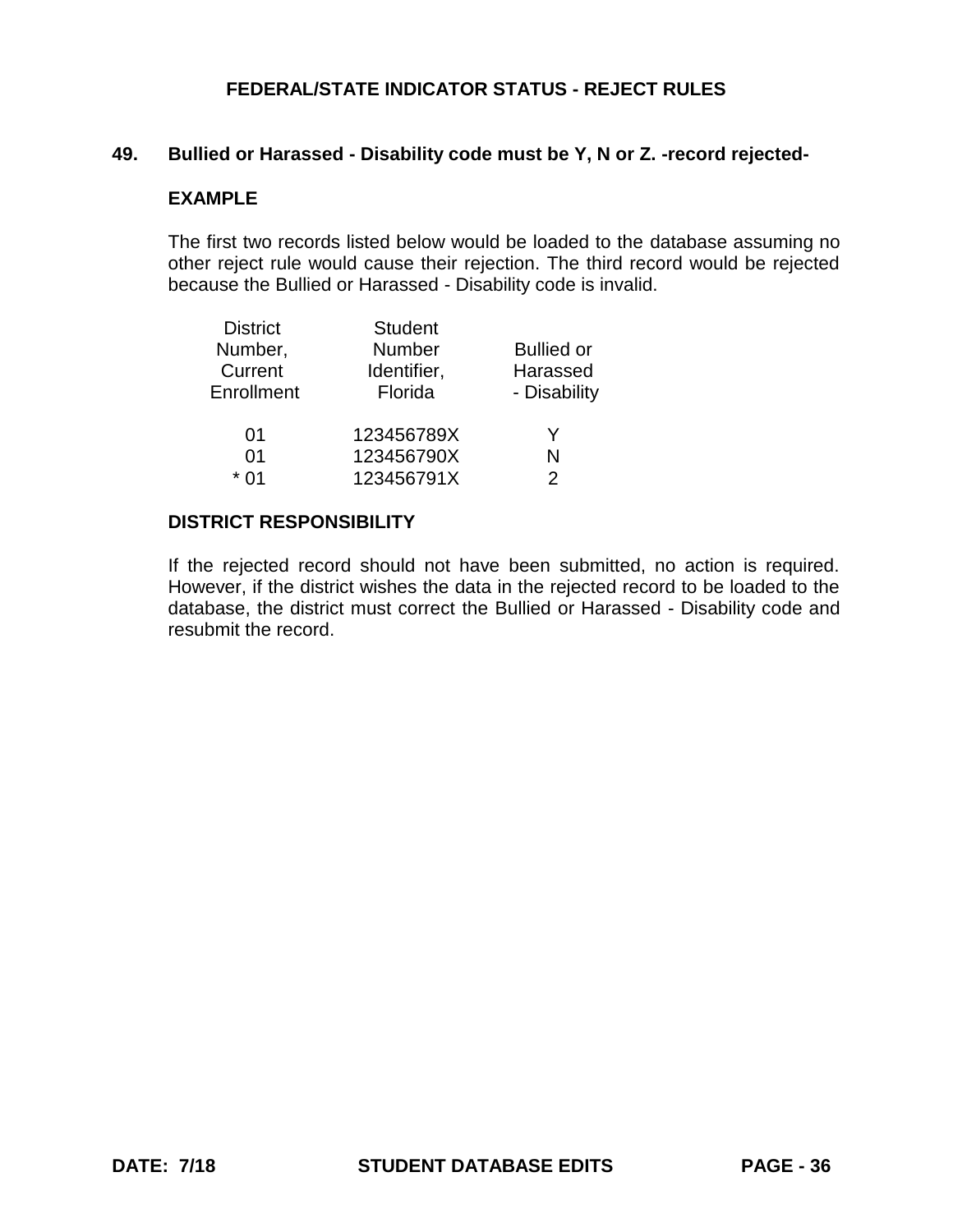## FEDERAL/STATE INDICATOR STATUS - REJECT RULES

**49. Bullied or Harassed - Disability code must be Y, N or Z. -record rejected-**

**EXAMPLE**

The first two records listed below would be loaded to the database assuming no other reject rule would cause their rejection. The third record would be rejected because the Bullied or Harassed - Disability code is invalid.

| District Number, Current Enrollment | Student Number Identifier, Florida | Bullied or Harassed - Disability |
|---|---|---|
| 01 | 123456789X | Y |
| 01 | 123456790X | N |
| * 01 | 123456791X | 2 |

**DISTRICT RESPONSIBILITY**

If the rejected record should not have been submitted, no action is required. However, if the district wishes the data in the rejected record to be loaded to the database, the district must correct the Bullied or Harassed - Disability code and resubmit the record.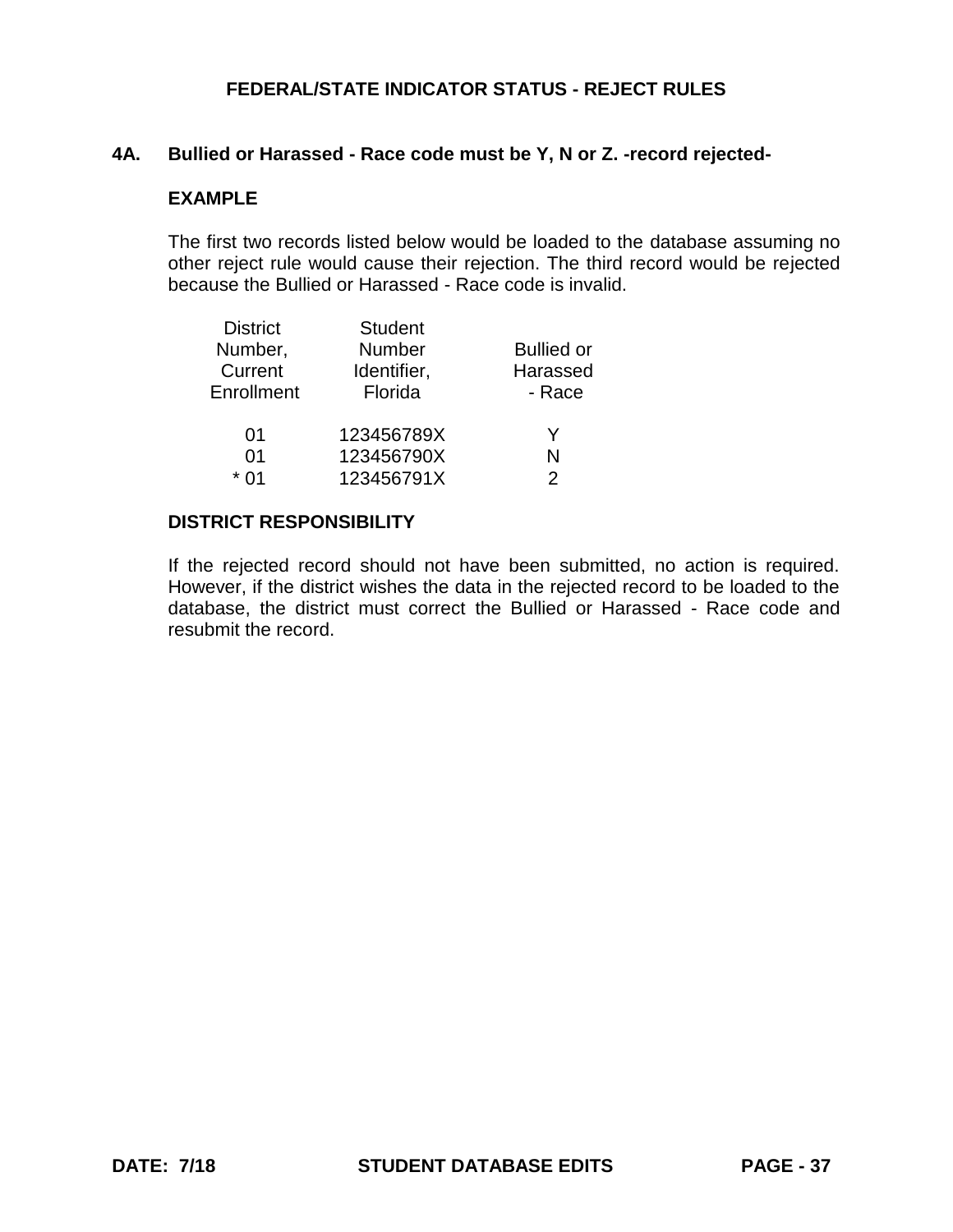## FEDERAL/STATE INDICATOR STATUS - REJECT RULES

### 4A. Bullied or Harassed - Race code must be Y, N or Z. -record rejected-

**EXAMPLE**

The first two records listed below would be loaded to the database assuming no other reject rule would cause their rejection. The third record would be rejected because the Bullied or Harassed - Race code is invalid.

| District Number, Current Enrollment | Student Number Identifier, Florida | Bullied or Harassed - Race |
|---|---|---|
| 01 | 123456789X | Y |
| 01 | 123456790X | N |
| * 01 | 123456791X | 2 |

**DISTRICT RESPONSIBILITY**

If the rejected record should not have been submitted, no action is required. However, if the district wishes the data in the rejected record to be loaded to the database, the district must correct the Bullied or Harassed - Race code and resubmit the record.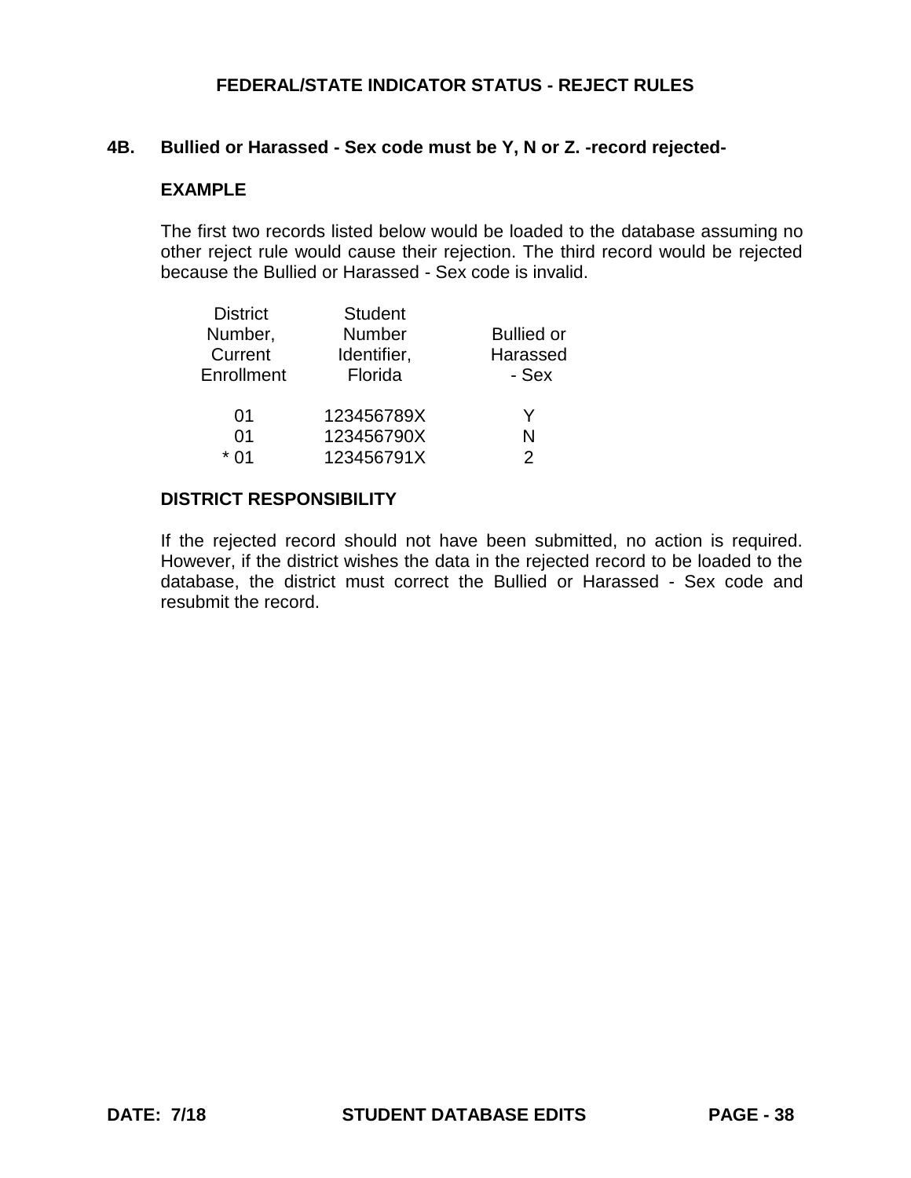# FEDERAL/STATE INDICATOR STATUS - REJECT RULES

## 4B. Bullied or Harassed - Sex code must be Y, N or Z. -record rejected-

### EXAMPLE

The first two records listed below would be loaded to the database assuming no other reject rule would cause their rejection. The third record would be rejected because the Bullied or Harassed - Sex code is invalid.

| District Number, Current Enrollment | Student Number Identifier, Florida | Bullied or Harassed - Sex |
|---|---|---|
| 01 | 123456789X | Y |
| 01 | 123456790X | N |
| * 01 | 123456791X | 2 |

### DISTRICT RESPONSIBILITY

If the rejected record should not have been submitted, no action is required. However, if the district wishes the data in the rejected record to be loaded to the database, the district must correct the Bullied or Harassed - Sex code and resubmit the record.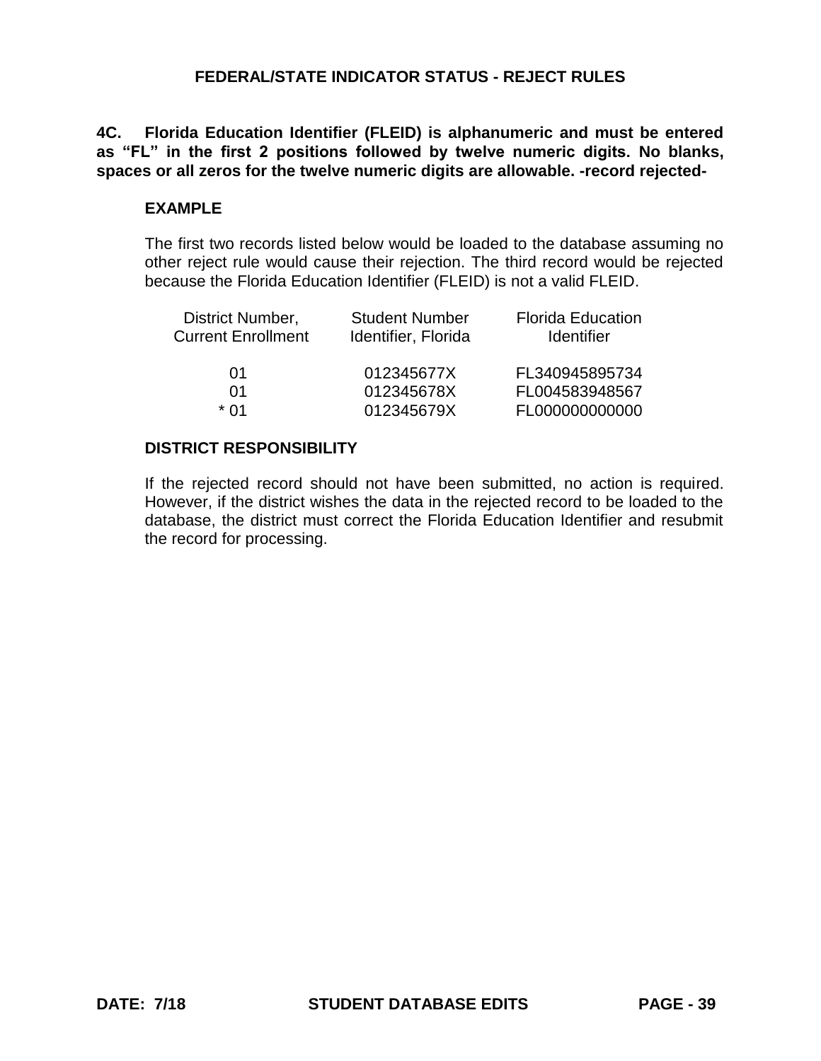# FEDERAL/STATE INDICATOR STATUS - REJECT RULES

**4C. Florida Education Identifier (FLEID) is alphanumeric and must be entered as "FL" in the first 2 positions followed by twelve numeric digits. No blanks, spaces or all zeros for the twelve numeric digits are allowable. -record rejected-**

### EXAMPLE

The first two records listed below would be loaded to the database assuming no other reject rule would cause their rejection. The third record would be rejected because the Florida Education Identifier (FLEID) is not a valid FLEID.

| District Number, Current Enrollment | Student Number Identifier, Florida | Florida Education Identifier |
|---|---|---|
| 01 | 012345677X | FL340945895734 |
| 01 | 012345678X | FL004583948567 |
| * 01 | 012345679X | FL000000000000 |

### DISTRICT RESPONSIBILITY

If the rejected record should not have been submitted, no action is required. However, if the district wishes the data in the rejected record to be loaded to the database, the district must correct the Florida Education Identifier and resubmit the record for processing.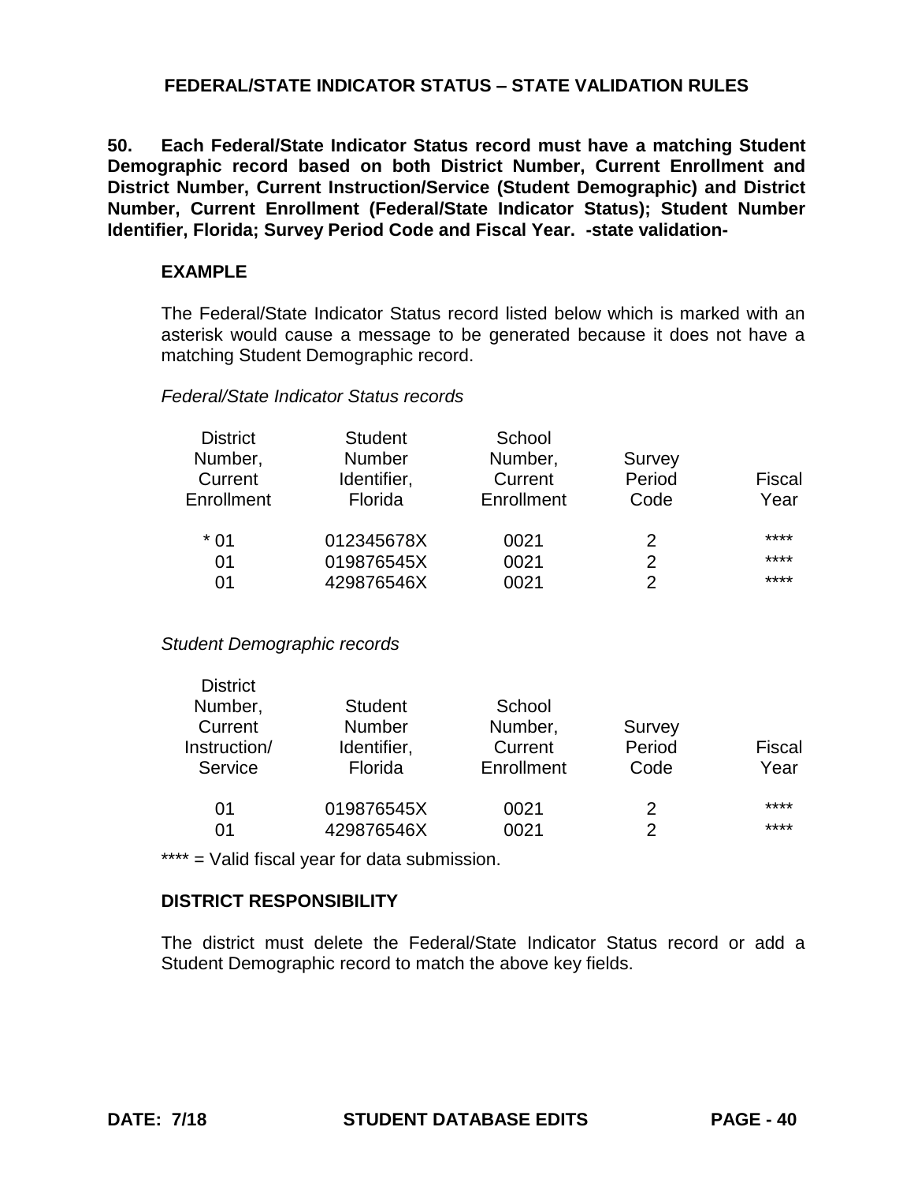## FEDERAL/STATE INDICATOR STATUS – STATE VALIDATION RULES

**50. Each Federal/State Indicator Status record must have a matching Student Demographic record based on both District Number, Current Enrollment and District Number, Current Instruction/Service (Student Demographic) and District Number, Current Enrollment (Federal/State Indicator Status); Student Number Identifier, Florida; Survey Period Code and Fiscal Year. -state validation-**

**EXAMPLE**

The Federal/State Indicator Status record listed below which is marked with an asterisk would cause a message to be generated because it does not have a matching Student Demographic record.

*Federal/State Indicator Status records*

| District Number, Current Enrollment | Student Number Identifier, Florida | School Number, Current Enrollment | Survey Period Code | Fiscal Year |
|---|---|---|---|---|
| * 01 | 012345678X | 0021 | 2 | **** |
| 01 | 019876545X | 0021 | 2 | **** |
| 01 | 429876546X | 0021 | 2 | **** |

*Student Demographic records*

| District Number, Current Instruction/ Service | Student Number Identifier, Florida | School Number, Current Enrollment | Survey Period Code | Fiscal Year |
|---|---|---|---|---|
| 01 | 019876545X | 0021 | 2 | **** |
| 01 | 429876546X | 0021 | 2 | **** |

**** = Valid fiscal year for data submission.

**DISTRICT RESPONSIBILITY**

The district must delete the Federal/State Indicator Status record or add a Student Demographic record to match the above key fields.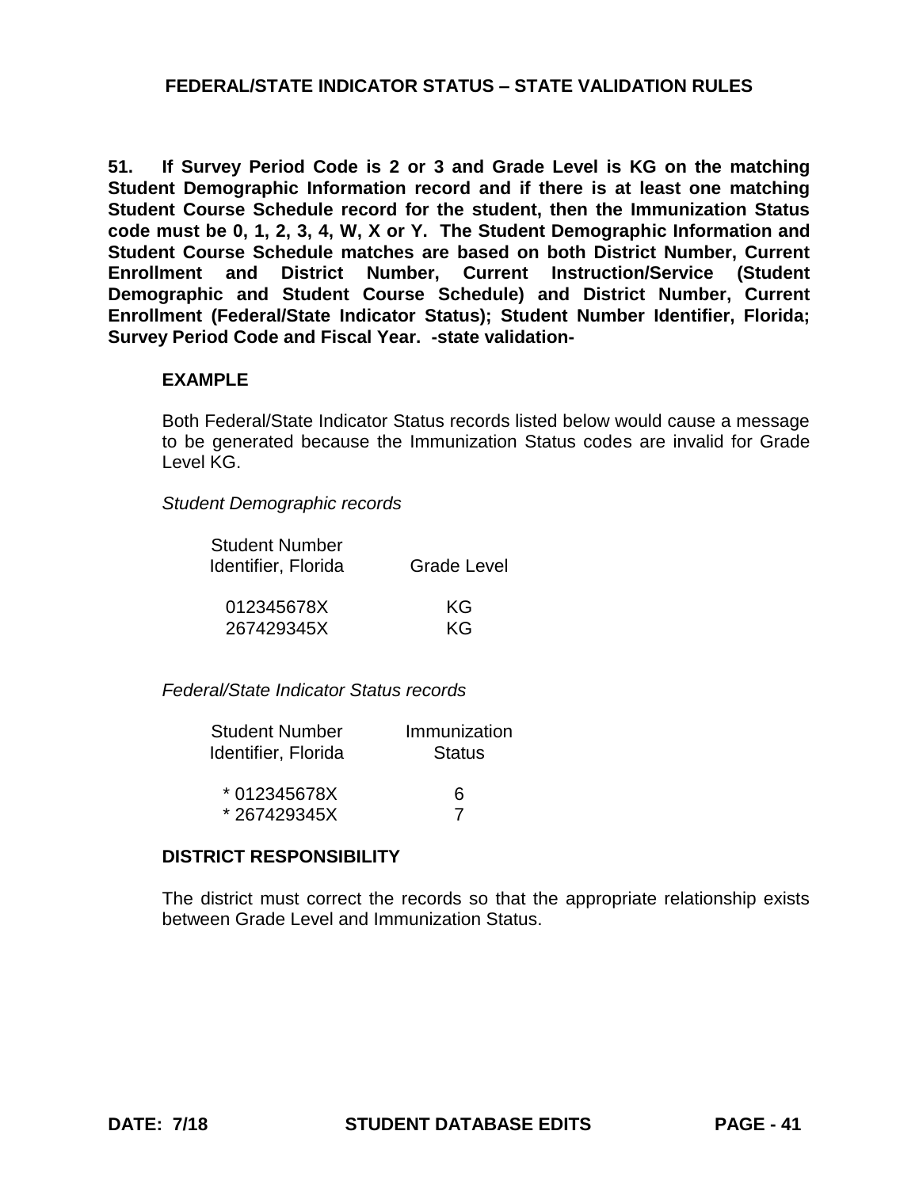**51. If Survey Period Code is 2 or 3 and Grade Level is KG on the matching Student Demographic Information record and if there is at least one matching Student Course Schedule record for the student, then the Immunization Status code must be 0, 1, 2, 3, 4, W, X or Y. The Student Demographic Information and Student Course Schedule matches are based on both District Number, Current Enrollment and District Number, Current Instruction/Service (Student Demographic and Student Course Schedule) and District Number, Current Enrollment (Federal/State Indicator Status); Student Number Identifier, Florida; Survey Period Code and Fiscal Year. -state validation-**

### EXAMPLE

Both Federal/State Indicator Status records listed below would cause a message to be generated because the Immunization Status codes are invalid for Grade Level KG.

*Student Demographic records*

| Student Number Identifier, Florida | Grade Level |
|---|---|
| 012345678X | KG |
| 267429345X | KG |

*Federal/State Indicator Status records*

| Student Number Identifier, Florida | Immunization Status |
|---|---|
| * 012345678X | 6 |
| * 267429345X | 7 |

### DISTRICT RESPONSIBILITY

The district must correct the records so that the appropriate relationship exists between Grade Level and Immunization Status.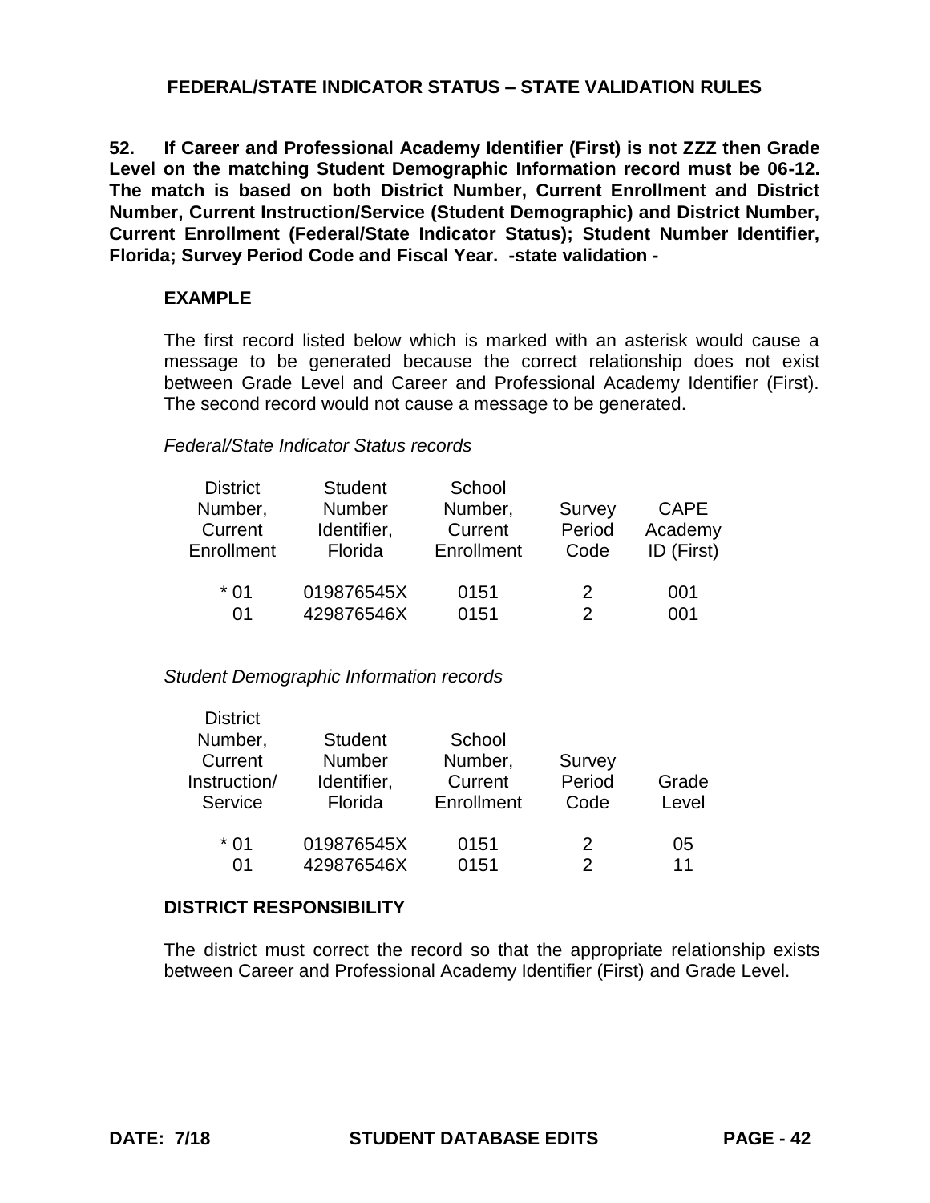## FEDERAL/STATE INDICATOR STATUS – STATE VALIDATION RULES

**52. If Career and Professional Academy Identifier (First) is not ZZZ then Grade Level on the matching Student Demographic Information record must be 06-12. The match is based on both District Number, Current Enrollment and District Number, Current Instruction/Service (Student Demographic) and District Number, Current Enrollment (Federal/State Indicator Status); Student Number Identifier, Florida; Survey Period Code and Fiscal Year. -state validation -**

### EXAMPLE

The first record listed below which is marked with an asterisk would cause a message to be generated because the correct relationship does not exist between Grade Level and Career and Professional Academy Identifier (First). The second record would not cause a message to be generated.

*Federal/State Indicator Status records*

| District Number, Current Enrollment | Student Number Identifier, Florida | School Number, Current Enrollment | Survey Period Code | CAPE Academy ID (First) |
|---|---|---|---|---|
| * 01 | 019876545X | 0151 | 2 | 001 |
| 01 | 429876546X | 0151 | 2 | 001 |

*Student Demographic Information records*

| District Number, Current Instruction/ Service | Student Number Identifier, Florida | School Number, Current Enrollment | Survey Period Code | Grade Level |
|---|---|---|---|---|
| * 01 | 019876545X | 0151 | 2 | 05 |
| 01 | 429876546X | 0151 | 2 | 11 |

### DISTRICT RESPONSIBILITY

The district must correct the record so that the appropriate relationship exists between Career and Professional Academy Identifier (First) and Grade Level.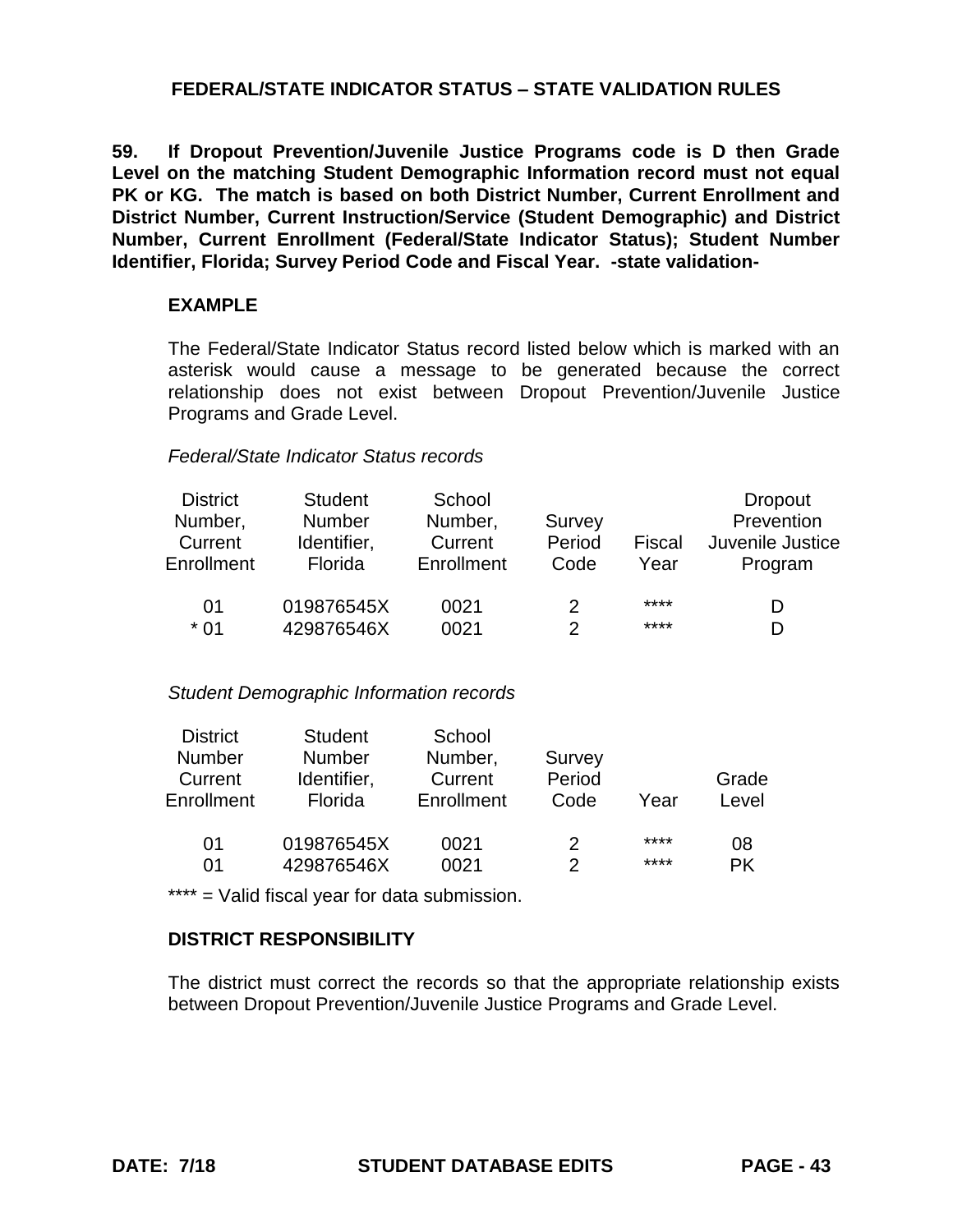## FEDERAL/STATE INDICATOR STATUS – STATE VALIDATION RULES

**59. If Dropout Prevention/Juvenile Justice Programs code is D then Grade Level on the matching Student Demographic Information record must not equal PK or KG. The match is based on both District Number, Current Enrollment and District Number, Current Instruction/Service (Student Demographic) and District Number, Current Enrollment (Federal/State Indicator Status); Student Number Identifier, Florida; Survey Period Code and Fiscal Year. -state validation-**

### EXAMPLE

The Federal/State Indicator Status record listed below which is marked with an asterisk would cause a message to be generated because the correct relationship does not exist between Dropout Prevention/Juvenile Justice Programs and Grade Level.

*Federal/State Indicator Status records*

| District Number, Current Enrollment | Student Number Identifier, Florida | School Number, Current Enrollment | Survey Period Code | Fiscal Year | Dropout Prevention Juvenile Justice Program |
|---|---|---|---|---|---|
| 01 | 019876545X | 0021 | 2 | **** | D |
| * 01 | 429876546X | 0021 | 2 | **** | D |

*Student Demographic Information records*

| District Number Current Enrollment | Student Number Identifier, Florida | School Number, Current Enrollment | Survey Period Code | Year | Grade Level |
|---|---|---|---|---|---|
| 01 | 019876545X | 0021 | 2 | **** | 08 |
| 01 | 429876546X | 0021 | 2 | **** | PK |

**** = Valid fiscal year for data submission.

### DISTRICT RESPONSIBILITY

The district must correct the records so that the appropriate relationship exists between Dropout Prevention/Juvenile Justice Programs and Grade Level.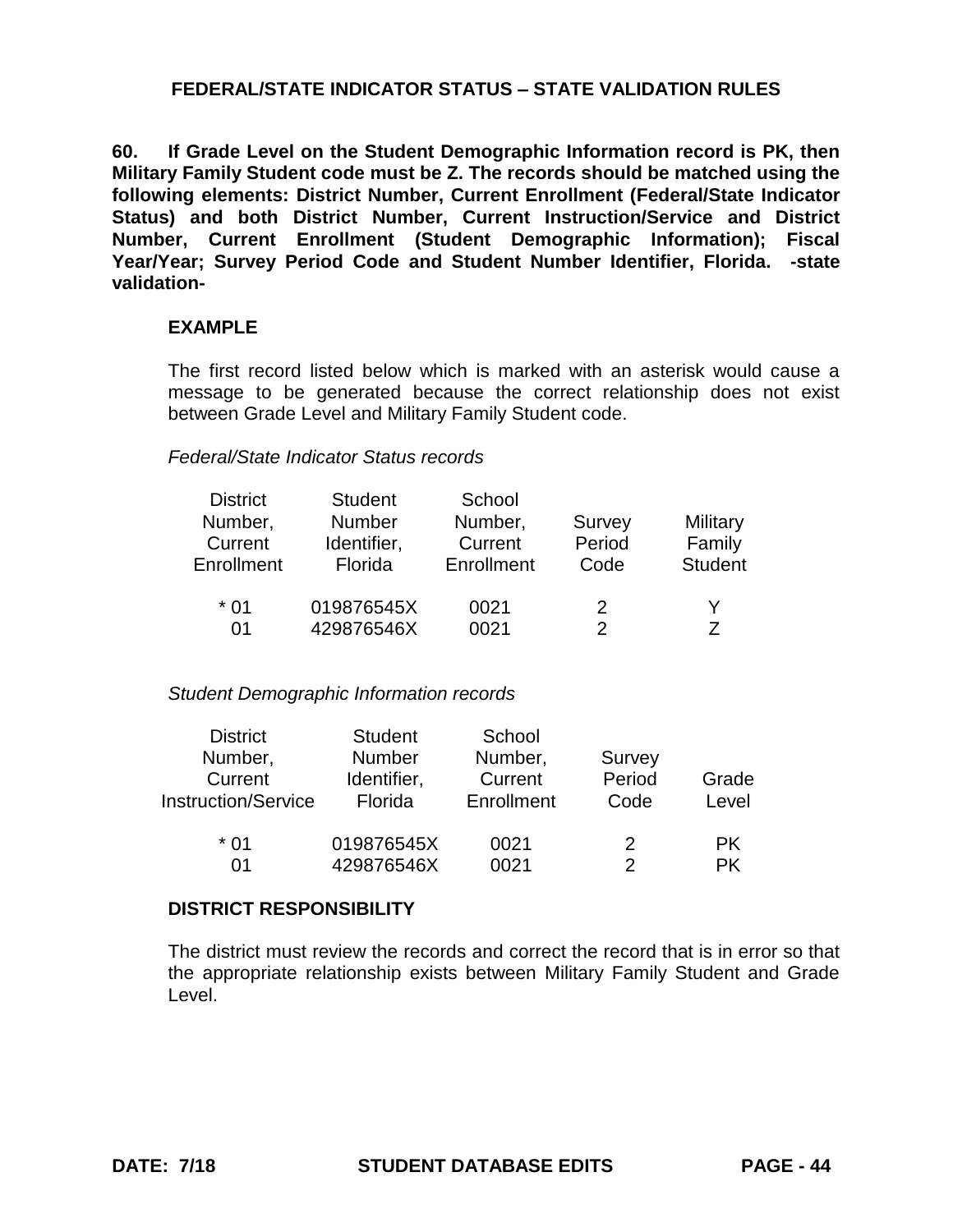## FEDERAL/STATE INDICATOR STATUS – STATE VALIDATION RULES

**60. If Grade Level on the Student Demographic Information record is PK, then Military Family Student code must be Z. The records should be matched using the following elements: District Number, Current Enrollment (Federal/State Indicator Status) and both District Number, Current Instruction/Service and District Number, Current Enrollment (Student Demographic Information); Fiscal Year/Year; Survey Period Code and Student Number Identifier, Florida. -state validation-**

### EXAMPLE

The first record listed below which is marked with an asterisk would cause a message to be generated because the correct relationship does not exist between Grade Level and Military Family Student code.

*Federal/State Indicator Status records*

| District Number, Current Enrollment | Student Number Identifier, Florida | School Number, Current Enrollment | Survey Period Code | Military Family Student |
|---|---|---|---|---|
| * 01 | 019876545X | 0021 | 2 | Y |
| 01 | 429876546X | 0021 | 2 | Z |

*Student Demographic Information records*

| District Number, Current Instruction/Service | Student Number Identifier, Florida | School Number, Current Enrollment | Survey Period Code | Grade Level |
|---|---|---|---|---|
| * 01 | 019876545X | 0021 | 2 | PK |
| 01 | 429876546X | 0021 | 2 | PK |

### DISTRICT RESPONSIBILITY

The district must review the records and correct the record that is in error so that the appropriate relationship exists between Military Family Student and Grade Level.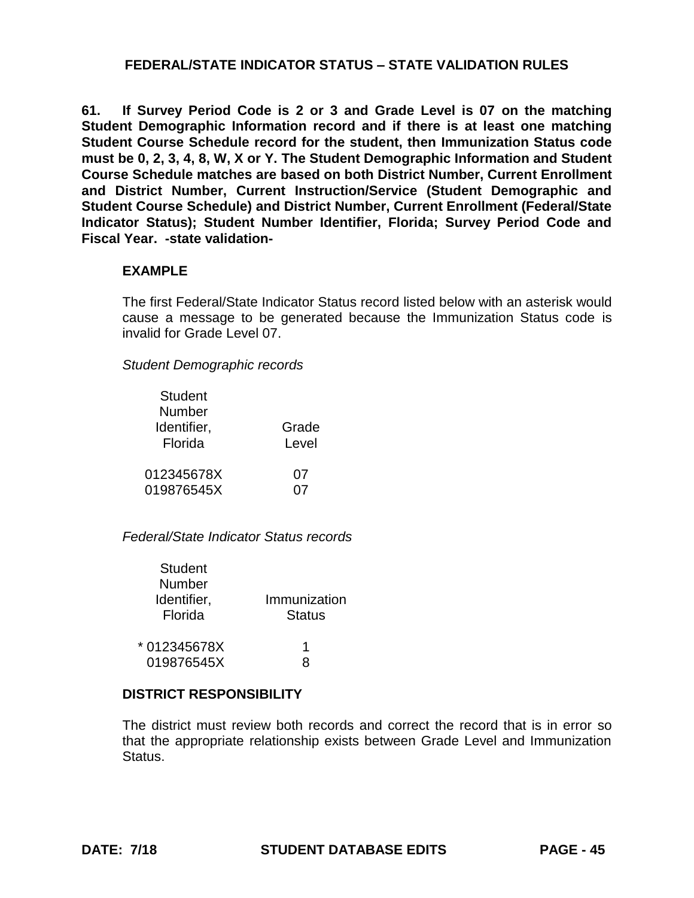## FEDERAL/STATE INDICATOR STATUS – STATE VALIDATION RULES

**61. If Survey Period Code is 2 or 3 and Grade Level is 07 on the matching Student Demographic Information record and if there is at least one matching Student Course Schedule record for the student, then Immunization Status code must be 0, 2, 3, 4, 8, W, X or Y. The Student Demographic Information and Student Course Schedule matches are based on both District Number, Current Enrollment and District Number, Current Instruction/Service (Student Demographic and Student Course Schedule) and District Number, Current Enrollment (Federal/State Indicator Status); Student Number Identifier, Florida; Survey Period Code and Fiscal Year. -state validation-**

**EXAMPLE**

The first Federal/State Indicator Status record listed below with an asterisk would cause a message to be generated because the Immunization Status code is invalid for Grade Level 07.

*Student Demographic records*

| Student Number Identifier, Florida | Grade Level |
|---|---|
| 012345678X | 07 |
| 019876545X | 07 |

*Federal/State Indicator Status records*

| Student Number Identifier, Florida | Immunization Status |
|---|---|
| * 012345678X | 1 |
| 019876545X | 8 |

**DISTRICT RESPONSIBILITY**

The district must review both records and correct the record that is in error so that the appropriate relationship exists between Grade Level and Immunization Status.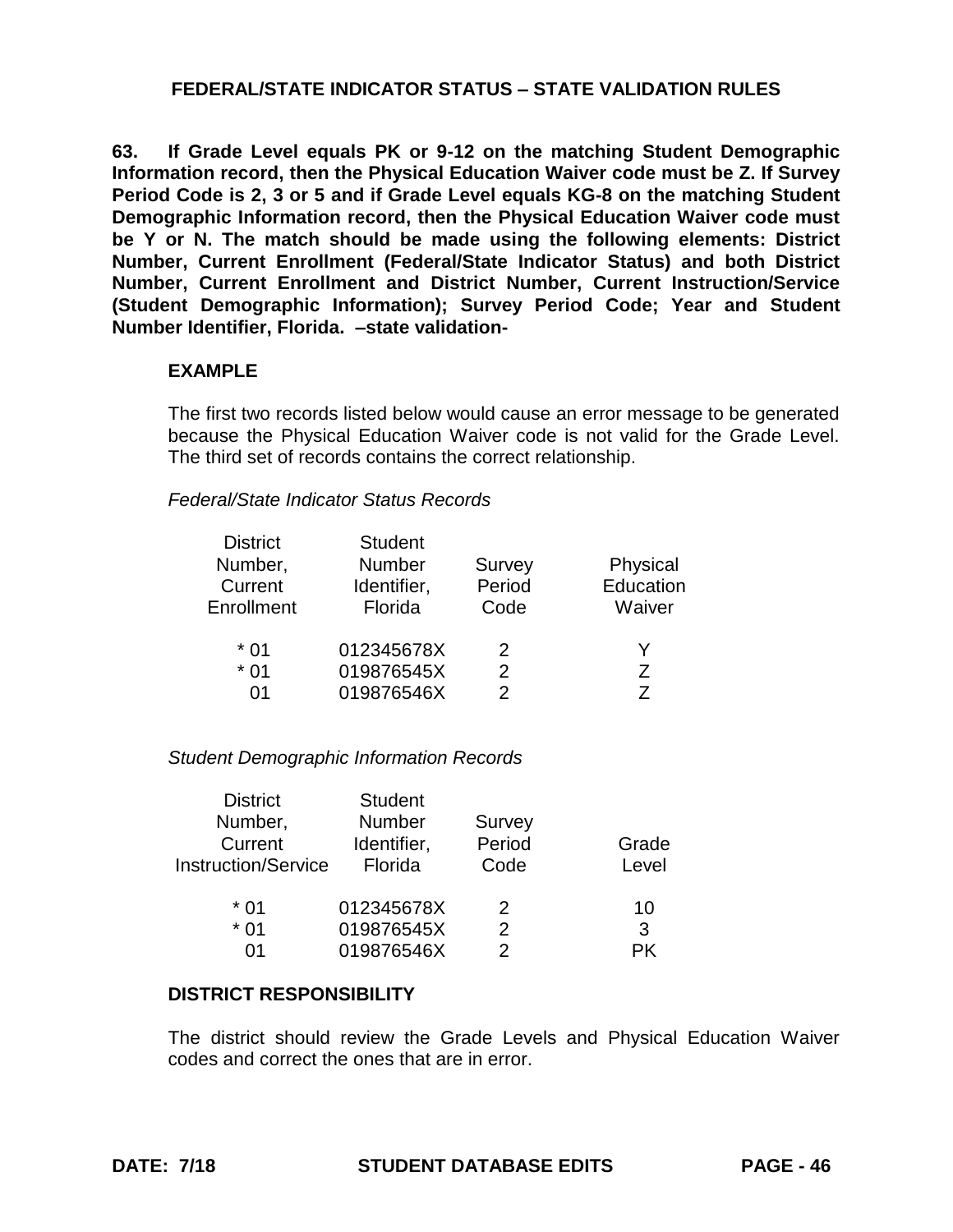## FEDERAL/STATE INDICATOR STATUS – STATE VALIDATION RULES

**63. If Grade Level equals PK or 9-12 on the matching Student Demographic Information record, then the Physical Education Waiver code must be Z. If Survey Period Code is 2, 3 or 5 and if Grade Level equals KG-8 on the matching Student Demographic Information record, then the Physical Education Waiver code must be Y or N. The match should be made using the following elements: District Number, Current Enrollment (Federal/State Indicator Status) and both District Number, Current Enrollment and District Number, Current Instruction/Service (Student Demographic Information); Survey Period Code; Year and Student Number Identifier, Florida. –state validation-**

### EXAMPLE

The first two records listed below would cause an error message to be generated because the Physical Education Waiver code is not valid for the Grade Level. The third set of records contains the correct relationship.

*Federal/State Indicator Status Records*

| District Number, Current Enrollment | Student Number Identifier, Florida | Survey Period Code | Physical Education Waiver |
|---|---|---|---|
| * 01 | 012345678X | 2 | Y |
| * 01 | 019876545X | 2 | Z |
| 01 | 019876546X | 2 | Z |

*Student Demographic Information Records*

| District Number, Current Instruction/Service | Student Number Identifier, Florida | Survey Period Code | Grade Level |
|---|---|---|---|
| * 01 | 012345678X | 2 | 10 |
| * 01 | 019876545X | 2 | 3 |
| 01 | 019876546X | 2 | PK |

### DISTRICT RESPONSIBILITY

The district should review the Grade Levels and Physical Education Waiver codes and correct the ones that are in error.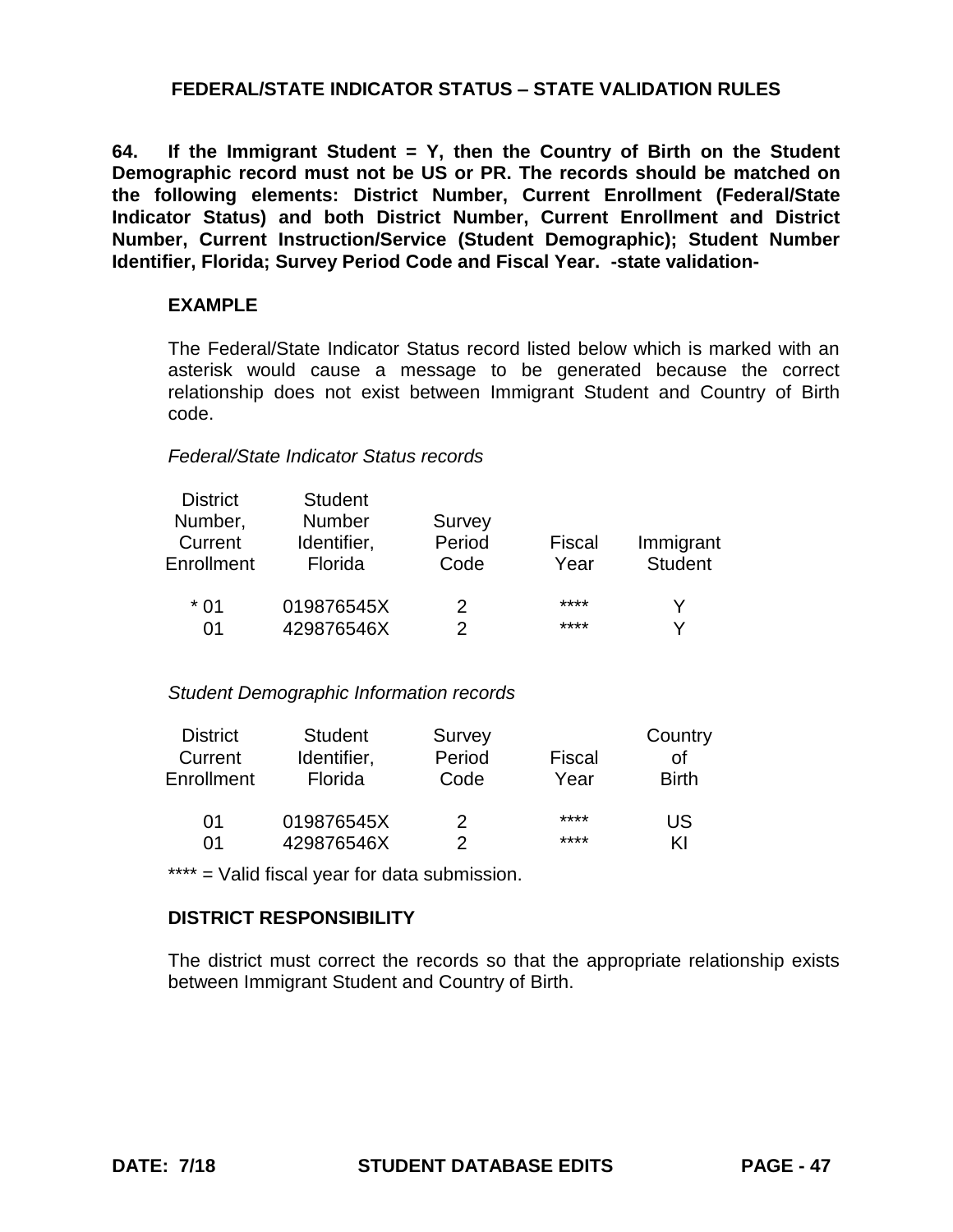## FEDERAL/STATE INDICATOR STATUS – STATE VALIDATION RULES

**64. If the Immigrant Student = Y, then the Country of Birth on the Student Demographic record must not be US or PR. The records should be matched on the following elements: District Number, Current Enrollment (Federal/State Indicator Status) and both District Number, Current Enrollment and District Number, Current Instruction/Service (Student Demographic); Student Number Identifier, Florida; Survey Period Code and Fiscal Year. -state validation-**

**EXAMPLE**

The Federal/State Indicator Status record listed below which is marked with an asterisk would cause a message to be generated because the correct relationship does not exist between Immigrant Student and Country of Birth code.

*Federal/State Indicator Status records*

| District Number, Current Enrollment | Student Number Identifier, Florida | Survey Period Code | Fiscal Year | Immigrant Student |
|---|---|---|---|---|
| * 01 | 019876545X | 2 | **** | Y |
| 01 | 429876546X | 2 | **** | Y |

*Student Demographic Information records*

| District Current Enrollment | Student Identifier, Florida | Survey Period Code | Fiscal Year | Country of Birth |
|---|---|---|---|---|
| 01 | 019876545X | 2 | **** | US |
| 01 | 429876546X | 2 | **** | KI |

**** = Valid fiscal year for data submission.

**DISTRICT RESPONSIBILITY**

The district must correct the records so that the appropriate relationship exists between Immigrant Student and Country of Birth.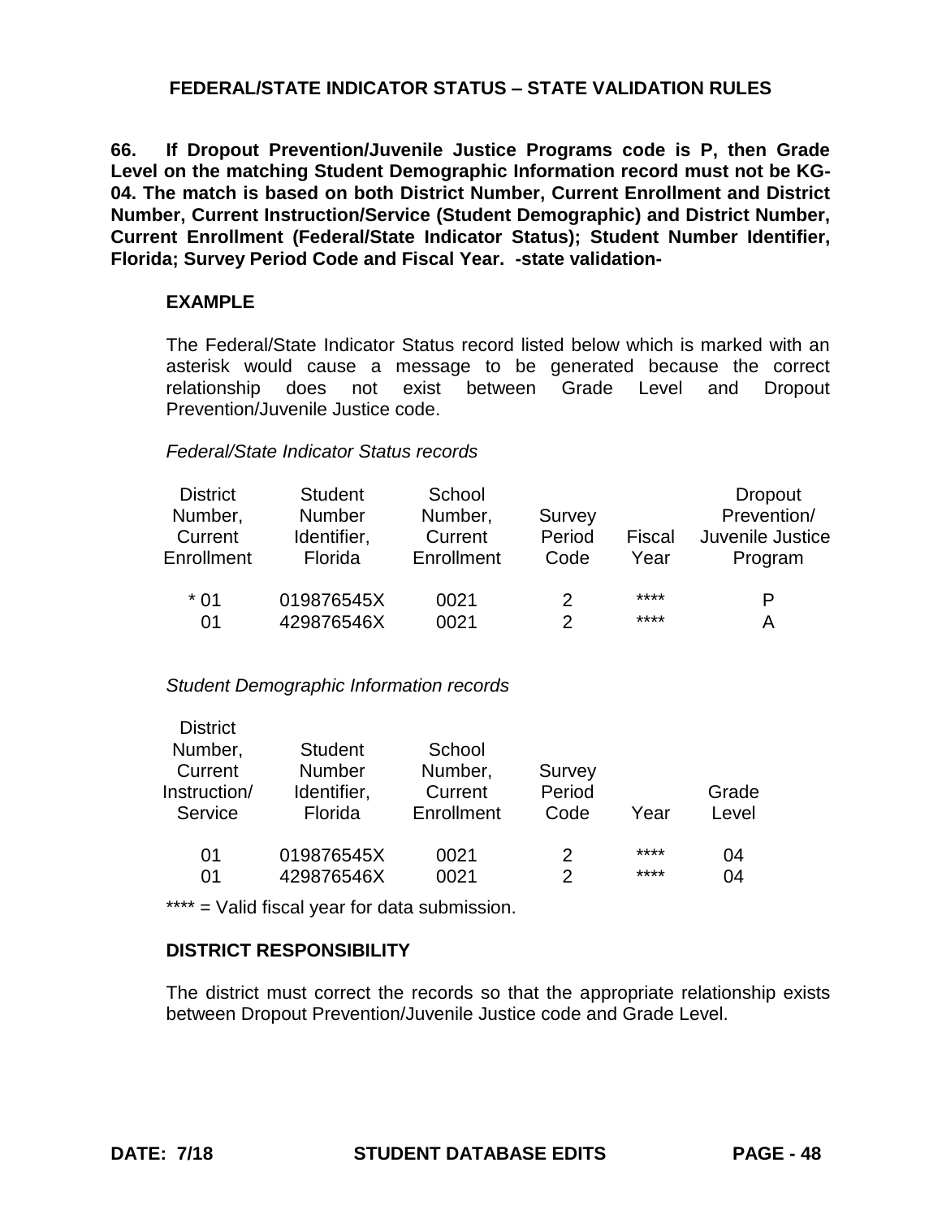## FEDERAL/STATE INDICATOR STATUS – STATE VALIDATION RULES

**66. If Dropout Prevention/Juvenile Justice Programs code is P, then Grade Level on the matching Student Demographic Information record must not be KG-04. The match is based on both District Number, Current Enrollment and District Number, Current Instruction/Service (Student Demographic) and District Number, Current Enrollment (Federal/State Indicator Status); Student Number Identifier, Florida; Survey Period Code and Fiscal Year. -state validation-**

### EXAMPLE

The Federal/State Indicator Status record listed below which is marked with an asterisk would cause a message to be generated because the correct relationship does not exist between Grade Level and Dropout Prevention/Juvenile Justice code.

*Federal/State Indicator Status records*

| District Number, Current Enrollment | Student Number Identifier, Florida | School Number, Current Enrollment | Survey Period Code | Fiscal Year | Dropout Prevention/ Juvenile Justice Program |
|---|---|---|---|---|---|
| * 01 | 019876545X | 0021 | 2 | **** | P |
| 01 | 429876546X | 0021 | 2 | **** | A |

*Student Demographic Information records*

| District Number, Current Instruction/ Service | Student Number Identifier, Florida | School Number, Current Enrollment | Survey Period Code | Year | Grade Level |
|---|---|---|---|---|---|
| 01 | 019876545X | 0021 | 2 | **** | 04 |
| 01 | 429876546X | 0021 | 2 | **** | 04 |

**** = Valid fiscal year for data submission.

### DISTRICT RESPONSIBILITY

The district must correct the records so that the appropriate relationship exists between Dropout Prevention/Juvenile Justice code and Grade Level.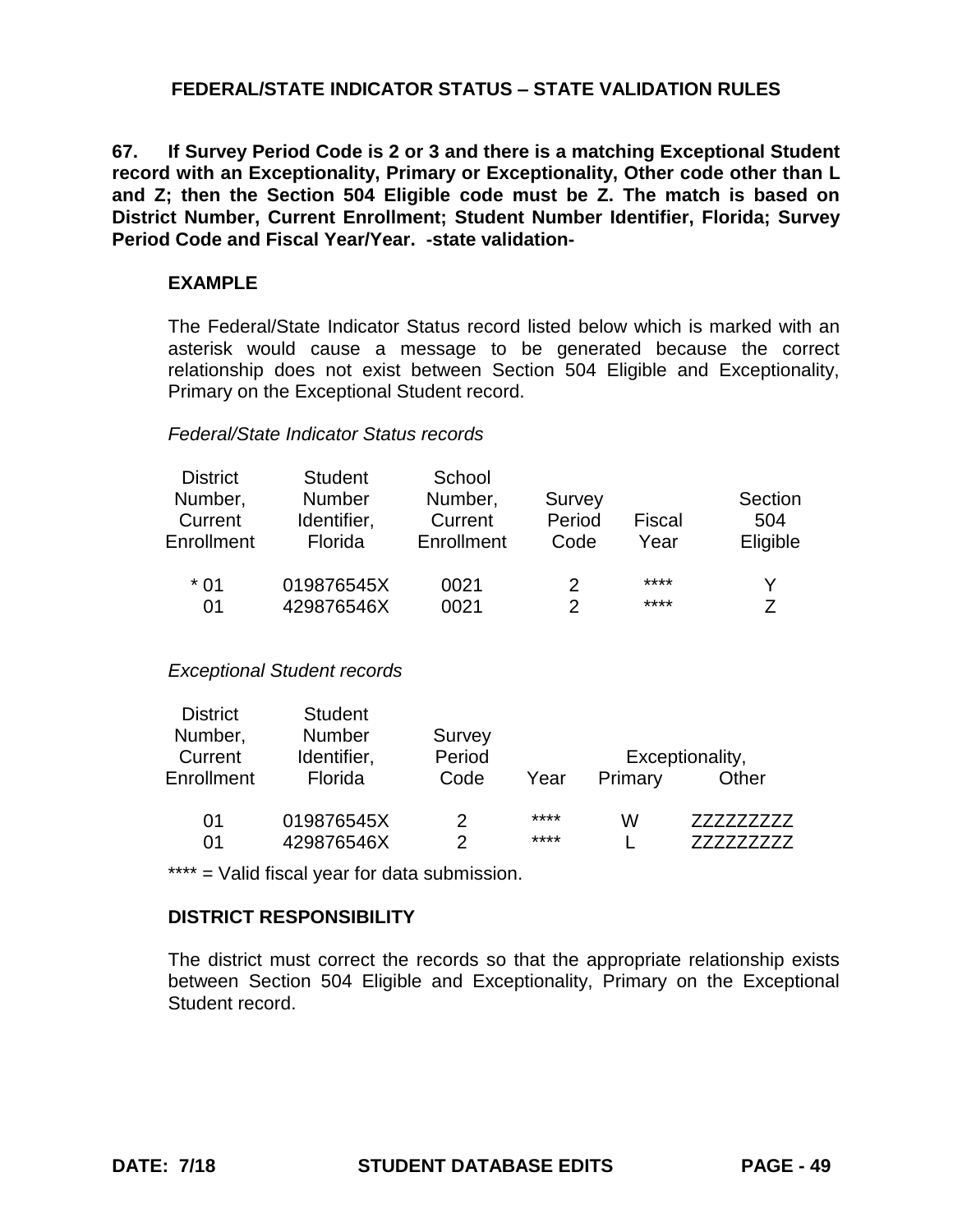## FEDERAL/STATE INDICATOR STATUS – STATE VALIDATION RULES

**67. If Survey Period Code is 2 or 3 and there is a matching Exceptional Student record with an Exceptionality, Primary or Exceptionality, Other code other than L and Z; then the Section 504 Eligible code must be Z. The match is based on District Number, Current Enrollment; Student Number Identifier, Florida; Survey Period Code and Fiscal Year/Year. -state validation-**

**EXAMPLE**

The Federal/State Indicator Status record listed below which is marked with an asterisk would cause a message to be generated because the correct relationship does not exist between Section 504 Eligible and Exceptionality, Primary on the Exceptional Student record.

*Federal/State Indicator Status records*

| District Number, Current Enrollment | Student Number Identifier, Florida | School Number, Current Enrollment | Survey Period Code | Fiscal Year | Section 504 Eligible |
|---|---|---|---|---|---|
| * 01 | 019876545X | 0021 | 2 | **** | Y |
| 01 | 429876546X | 0021 | 2 | **** | Z |

*Exceptional Student records*

| District Number, Current Enrollment | Student Number Identifier, Florida | Survey Period Code | Year | Exceptionality, Primary | Exceptionality, Other |
|---|---|---|---|---|---|
| 01 | 019876545X | 2 | **** | W | ZZZZZZZZZ |
| 01 | 429876546X | 2 | **** | L | ZZZZZZZZZ |

**** = Valid fiscal year for data submission.

**DISTRICT RESPONSIBILITY**

The district must correct the records so that the appropriate relationship exists between Section 504 Eligible and Exceptionality, Primary on the Exceptional Student record.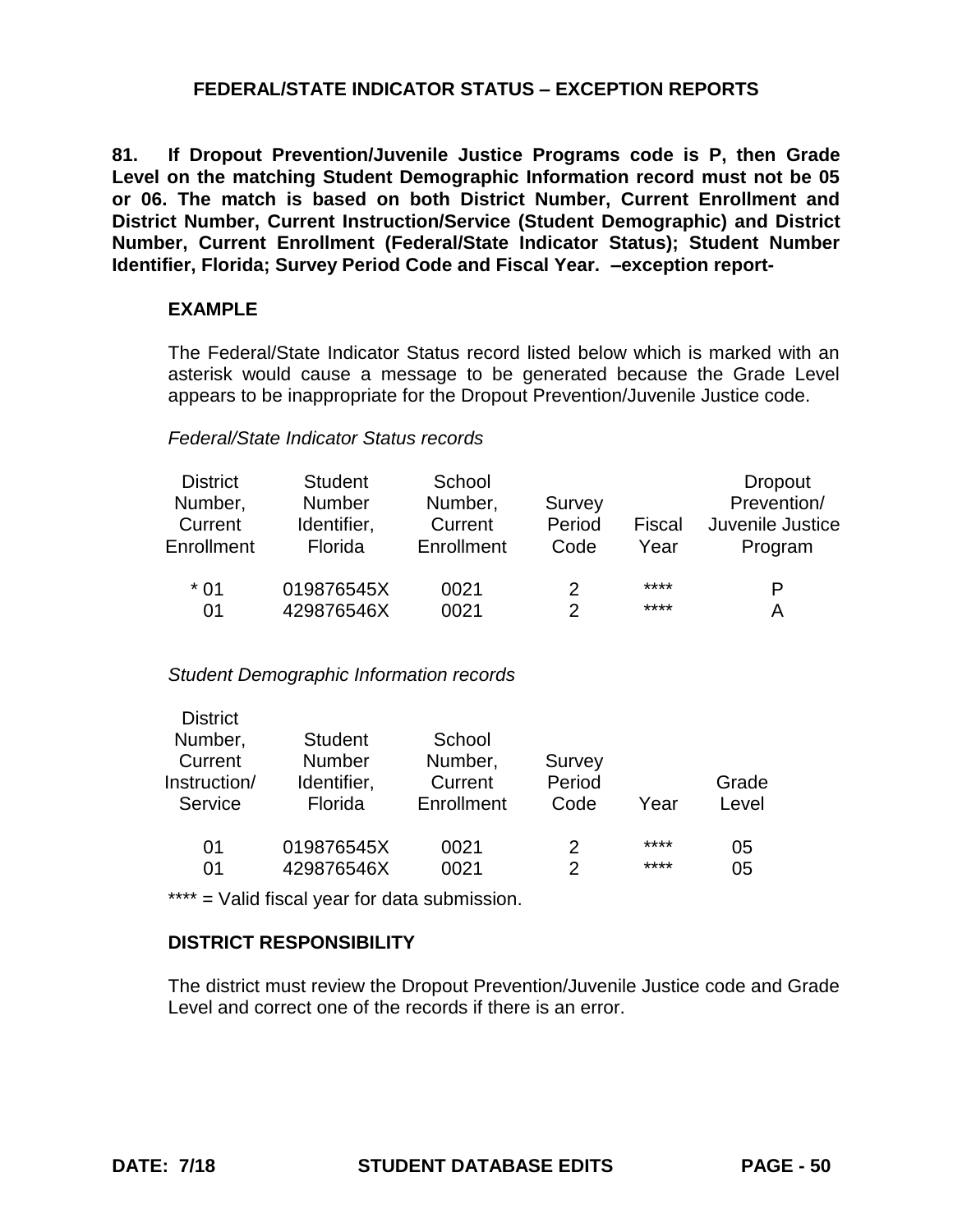## FEDERAL/STATE INDICATOR STATUS – EXCEPTION REPORTS

**81. If Dropout Prevention/Juvenile Justice Programs code is P, then Grade Level on the matching Student Demographic Information record must not be 05 or 06. The match is based on both District Number, Current Enrollment and District Number, Current Instruction/Service (Student Demographic) and District Number, Current Enrollment (Federal/State Indicator Status); Student Number Identifier, Florida; Survey Period Code and Fiscal Year. –exception report-**

### EXAMPLE

The Federal/State Indicator Status record listed below which is marked with an asterisk would cause a message to be generated because the Grade Level appears to be inappropriate for the Dropout Prevention/Juvenile Justice code.

*Federal/State Indicator Status records*

| District Number, Current Enrollment | Student Number Identifier, Florida | School Number, Current Enrollment | Survey Period Code | Fiscal Year | Dropout Prevention/ Juvenile Justice Program |
|---|---|---|---|---|---|
| * 01 | 019876545X | 0021 | 2 | **** | P |
| 01 | 429876546X | 0021 | 2 | **** | A |

*Student Demographic Information records*

| District Number, Current Instruction/ Service | Student Number Identifier, Florida | School Number, Current Enrollment | Survey Period Code | Year | Grade Level |
|---|---|---|---|---|---|
| 01 | 019876545X | 0021 | 2 | **** | 05 |
| 01 | 429876546X | 0021 | 2 | **** | 05 |

**** = Valid fiscal year for data submission.

### DISTRICT RESPONSIBILITY

The district must review the Dropout Prevention/Juvenile Justice code and Grade Level and correct one of the records if there is an error.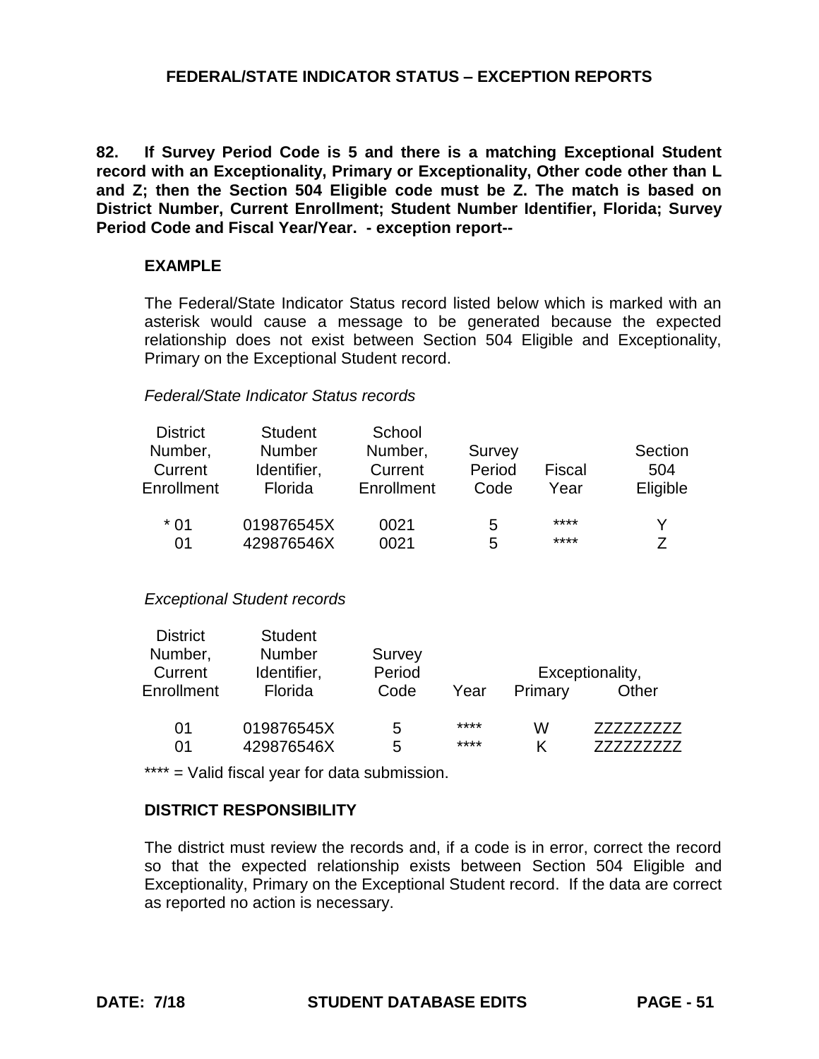## FEDERAL/STATE INDICATOR STATUS – EXCEPTION REPORTS

**82. If Survey Period Code is 5 and there is a matching Exceptional Student record with an Exceptionality, Primary or Exceptionality, Other code other than L and Z; then the Section 504 Eligible code must be Z. The match is based on District Number, Current Enrollment; Student Number Identifier, Florida; Survey Period Code and Fiscal Year/Year. - exception report--**

**EXAMPLE**

The Federal/State Indicator Status record listed below which is marked with an asterisk would cause a message to be generated because the expected relationship does not exist between Section 504 Eligible and Exceptionality, Primary on the Exceptional Student record.

*Federal/State Indicator Status records*

| District Number, Current Enrollment | Student Number Identifier, Florida | School Number, Current Enrollment | Survey Period Code | Fiscal Year | Section 504 Eligible |
|---|---|---|---|---|---|
| * 01 | 019876545X | 0021 | 5 | **** | Y |
| 01 | 429876546X | 0021 | 5 | **** | Z |

*Exceptional Student records*

| District Number, Current Enrollment | Student Number Identifier, Florida | Survey Period Code | Year | Exceptionality, | |
|---|---|---|---|---|---|
| | | | | Primary | Other |
| 01 | 019876545X | 5 | **** | W | ZZZZZZZZZ |
| 01 | 429876546X | 5 | **** | K | ZZZZZZZZZ |

**** = Valid fiscal year for data submission.

**DISTRICT RESPONSIBILITY**

The district must review the records and, if a code is in error, correct the record so that the expected relationship exists between Section 504 Eligible and Exceptionality, Primary on the Exceptional Student record. If the data are correct as reported no action is necessary.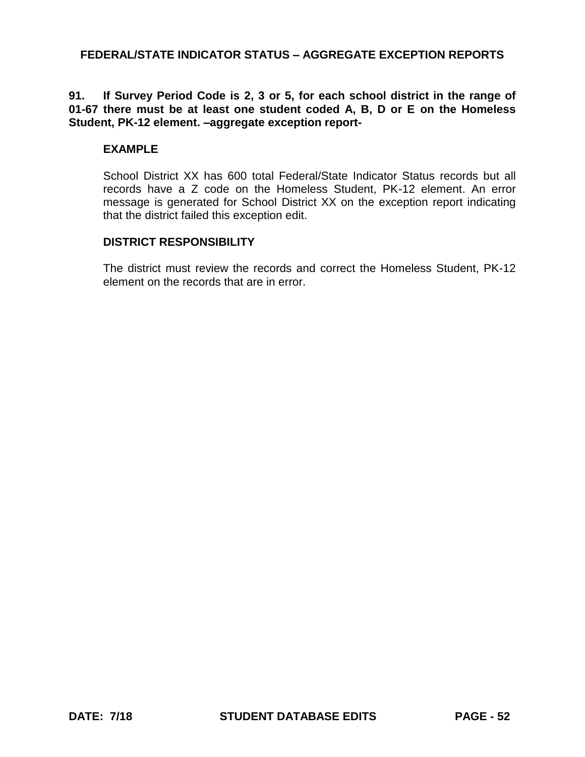**91. If Survey Period Code is 2, 3 or 5, for each school district in the range of 01-67 there must be at least one student coded A, B, D or E on the Homeless Student, PK-12 element. –aggregate exception report-**

**EXAMPLE**

School District XX has 600 total Federal/State Indicator Status records but all records have a Z code on the Homeless Student, PK-12 element. An error message is generated for School District XX on the exception report indicating that the district failed this exception edit.

**DISTRICT RESPONSIBILITY**

The district must review the records and correct the Homeless Student, PK-12 element on the records that are in error.